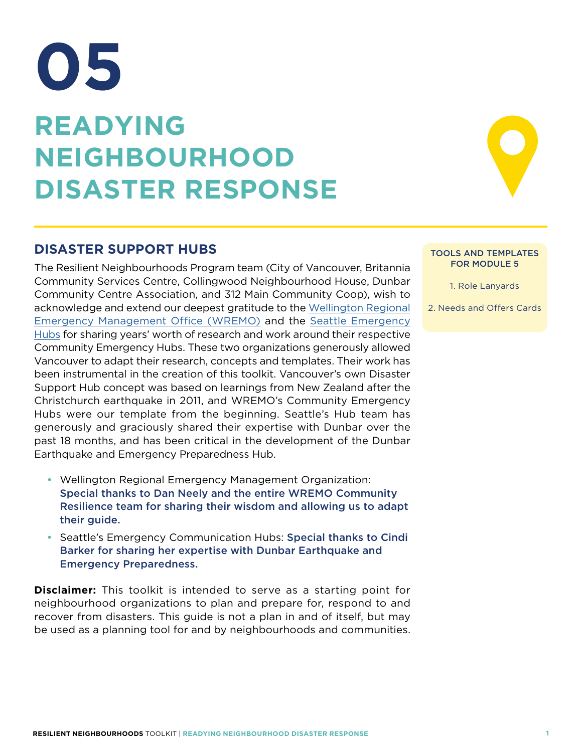# 05

# READYING NEIGHBOURHOOD DISASTER RESPONSE

## DISASTER SUPPORT HUBS

The Resilient Neighbourhoods Program team (City of Vancouver, Britannia Community Services Centre, Collingwood Neighbourhood House, Dunbar Community Centre Association, and 312 Main Community Coop), wish to acknowledge and extend our deepest gratitude to the Wellington Regional Emergency Management Office (WREMO) and the Seattle Emergency Hubs for sharing years' worth of research and work around their respective Community Emergency Hubs. These two organizations generously allowed Vancouver to adapt their research, concepts and templates. Their work has been instrumental in the creation of this toolkit. Vancouver's own Disaster Support Hub concept was based on learnings from New Zealand after the Christchurch earthquake in 2011, and WREMO's Community Emergency Hubs were our template from the beginning. Seattle's Hub team has generously and graciously shared their expertise with Dunbar over the past 18 months, and has been critical in the development of the Dunbar Earthquake and Emergency Preparedness Hub.

- Wellington Regional Emergency Management Organization: **Special thanks to Dan Neely and the entire WREMO Community Resilience team for sharing their wisdom and allowing us to adapt their guide.**
- Seattle's Emergency Communication Hubs: **Special thanks to Cindi Barker for sharing her expertise with Dunbar Earthquake and Emergency Preparedness.**

**Disclaimer:** This toolkit is intended to serve as a starting point for neighbourhood organizations to plan and prepare for, respond to and recover from disasters. This guide is not a plan in and of itself, but may be used as a planning tool for and by neighbourhoods and communities.

**TOOLS AND TEMPLATES FOR MODULE 5**

1. Role Lanyards
2. Needs and Offers Cards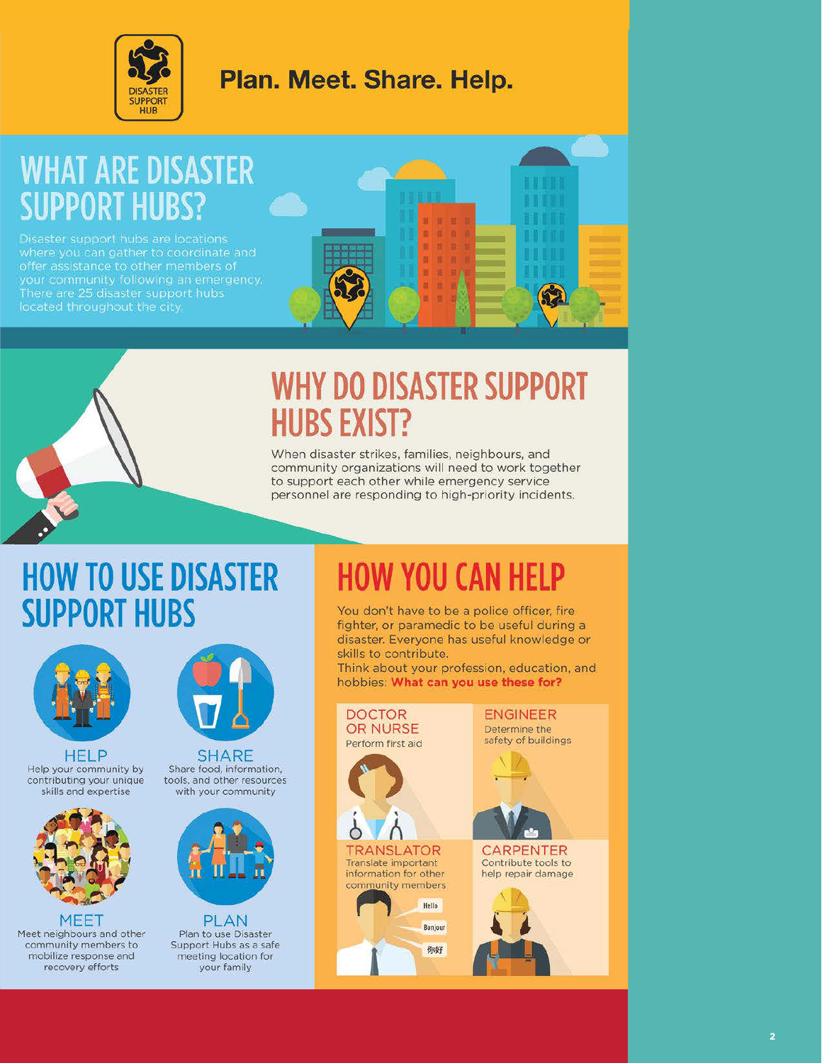**DISASTER SUPPORT HUB**

# Plan. Meet. Share. Help.

## WHAT ARE DISASTER SUPPORT HUBS?

Disaster support hubs are locations where you can gather to coordinate and offer assistance to other members of your community following an emergency. There are 25 disaster support hubs located throughout the city.

## WHY DO DISASTER SUPPORT HUBS EXIST?

When disaster strikes, families, neighbours, and community organizations will need to work together to support each other while emergency service personnel are responding to high-priority incidents.

## HOW TO USE DISASTER SUPPORT HUBS

### HELP
Help your community by contributing your unique skills and expertise

### SHARE
Share food, information, tools, and other resources with your community

### MEET
Meet neighbours and other community members to mobilize response and recovery efforts

### PLAN
Plan to use Disaster Support Hubs as a safe meeting location for your family

## HOW YOU CAN HELP

You don't have to be a police officer, fire fighter, or paramedic to be useful during a disaster. Everyone has useful knowledge or skills to contribute.

Think about your profession, education, and hobbies: **What can you use these for?**

### DOCTOR OR NURSE
Perform first aid

### ENGINEER
Determine the safety of buildings

### TRANSLATOR
Translate important information for other community members

Hello

Bonjour

你好

### CARPENTER
Contribute tools to help repair damage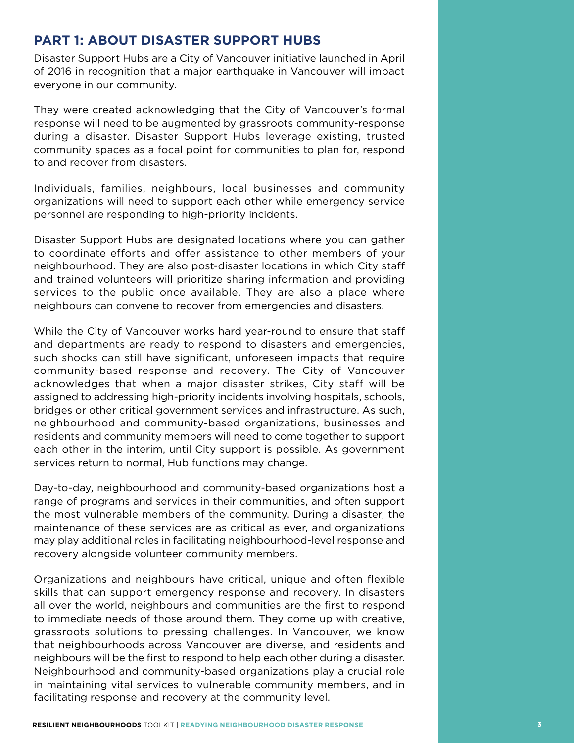## PART 1: ABOUT DISASTER SUPPORT HUBS

Disaster Support Hubs are a City of Vancouver initiative launched in April of 2016 in recognition that a major earthquake in Vancouver will impact everyone in our community.

They were created acknowledging that the City of Vancouver's formal response will need to be augmented by grassroots community-response during a disaster. Disaster Support Hubs leverage existing, trusted community spaces as a focal point for communities to plan for, respond to and recover from disasters.

Individuals, families, neighbours, local businesses and community organizations will need to support each other while emergency service personnel are responding to high-priority incidents.

Disaster Support Hubs are designated locations where you can gather to coordinate efforts and offer assistance to other members of your neighbourhood. They are also post-disaster locations in which City staff and trained volunteers will prioritize sharing information and providing services to the public once available. They are also a place where neighbours can convene to recover from emergencies and disasters.

While the City of Vancouver works hard year-round to ensure that staff and departments are ready to respond to disasters and emergencies, such shocks can still have significant, unforeseen impacts that require community-based response and recovery. The City of Vancouver acknowledges that when a major disaster strikes, City staff will be assigned to addressing high-priority incidents involving hospitals, schools, bridges or other critical government services and infrastructure. As such, neighbourhood and community-based organizations, businesses and residents and community members will need to come together to support each other in the interim, until City support is possible. As government services return to normal, Hub functions may change.

Day-to-day, neighbourhood and community-based organizations host a range of programs and services in their communities, and often support the most vulnerable members of the community. During a disaster, the maintenance of these services are as critical as ever, and organizations may play additional roles in facilitating neighbourhood-level response and recovery alongside volunteer community members.

Organizations and neighbours have critical, unique and often flexible skills that can support emergency response and recovery. In disasters all over the world, neighbours and communities are the first to respond to immediate needs of those around them. They come up with creative, grassroots solutions to pressing challenges. In Vancouver, we know that neighbourhoods across Vancouver are diverse, and residents and neighbours will be the first to respond to help each other during a disaster. Neighbourhood and community-based organizations play a crucial role in maintaining vital services to vulnerable community members, and in facilitating response and recovery at the community level.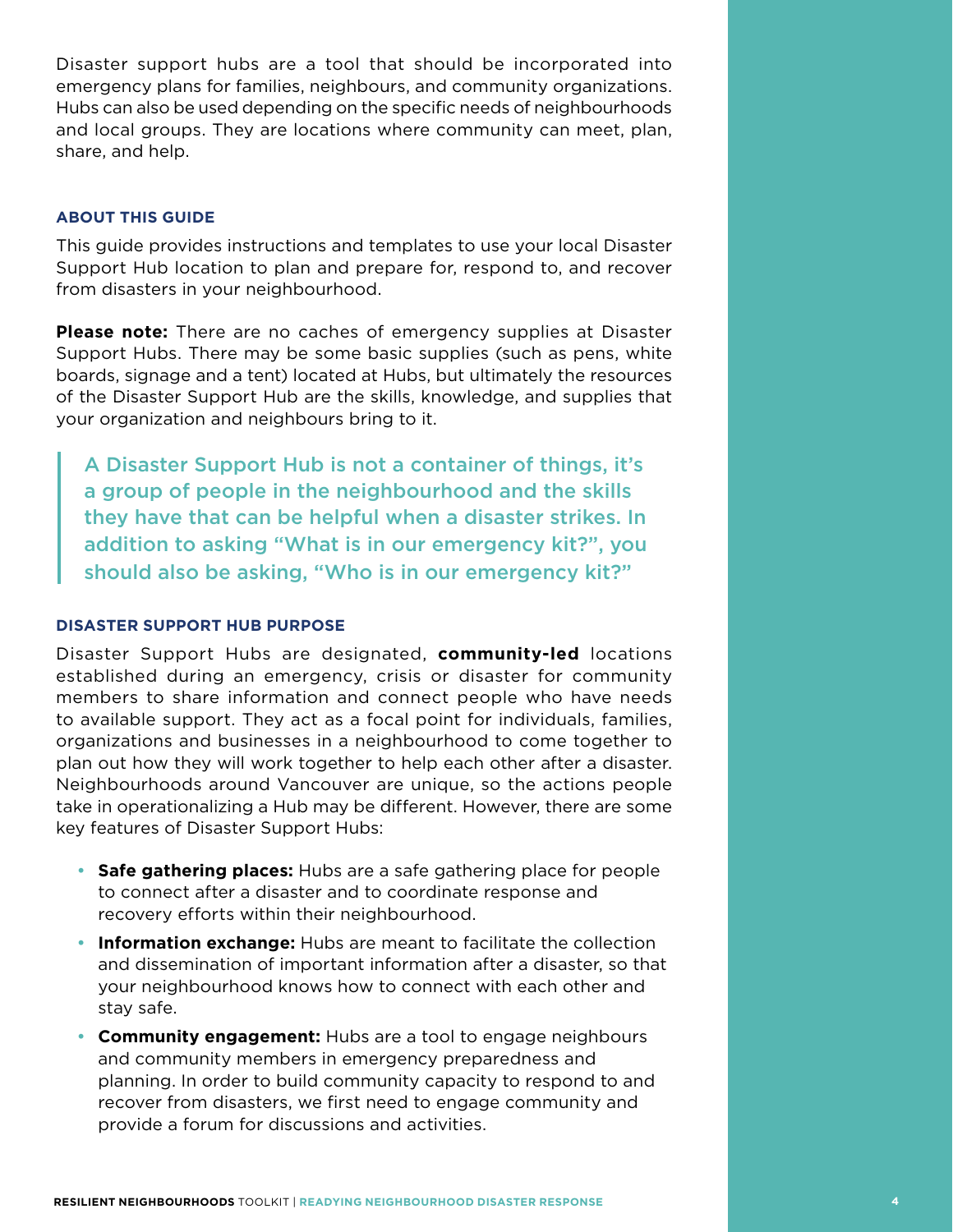Disaster support hubs are a tool that should be incorporated into emergency plans for families, neighbours, and community organizations. Hubs can also be used depending on the specific needs of neighbourhoods and local groups. They are locations where community can meet, plan, share, and help.

### ABOUT THIS GUIDE

This guide provides instructions and templates to use your local Disaster Support Hub location to plan and prepare for, respond to, and recover from disasters in your neighbourhood.

**Please note:** There are no caches of emergency supplies at Disaster Support Hubs. There may be some basic supplies (such as pens, white boards, signage and a tent) located at Hubs, but ultimately the resources of the Disaster Support Hub are the skills, knowledge, and supplies that your organization and neighbours bring to it.

> A Disaster Support Hub is not a container of things, it's a group of people in the neighbourhood and the skills they have that can be helpful when a disaster strikes. In addition to asking "What is in our emergency kit?", you should also be asking, "Who is in our emergency kit?"

### DISASTER SUPPORT HUB PURPOSE

Disaster Support Hubs are designated, **community-led** locations established during an emergency, crisis or disaster for community members to share information and connect people who have needs to available support. They act as a focal point for individuals, families, organizations and businesses in a neighbourhood to come together to plan out how they will work together to help each other after a disaster. Neighbourhoods around Vancouver are unique, so the actions people take in operationalizing a Hub may be different. However, there are some key features of Disaster Support Hubs:

- **Safe gathering places:** Hubs are a safe gathering place for people to connect after a disaster and to coordinate response and recovery efforts within their neighbourhood.
- **Information exchange:** Hubs are meant to facilitate the collection and dissemination of important information after a disaster, so that your neighbourhood knows how to connect with each other and stay safe.
- **Community engagement:** Hubs are a tool to engage neighbours and community members in emergency preparedness and planning. In order to build community capacity to respond to and recover from disasters, we first need to engage community and provide a forum for discussions and activities.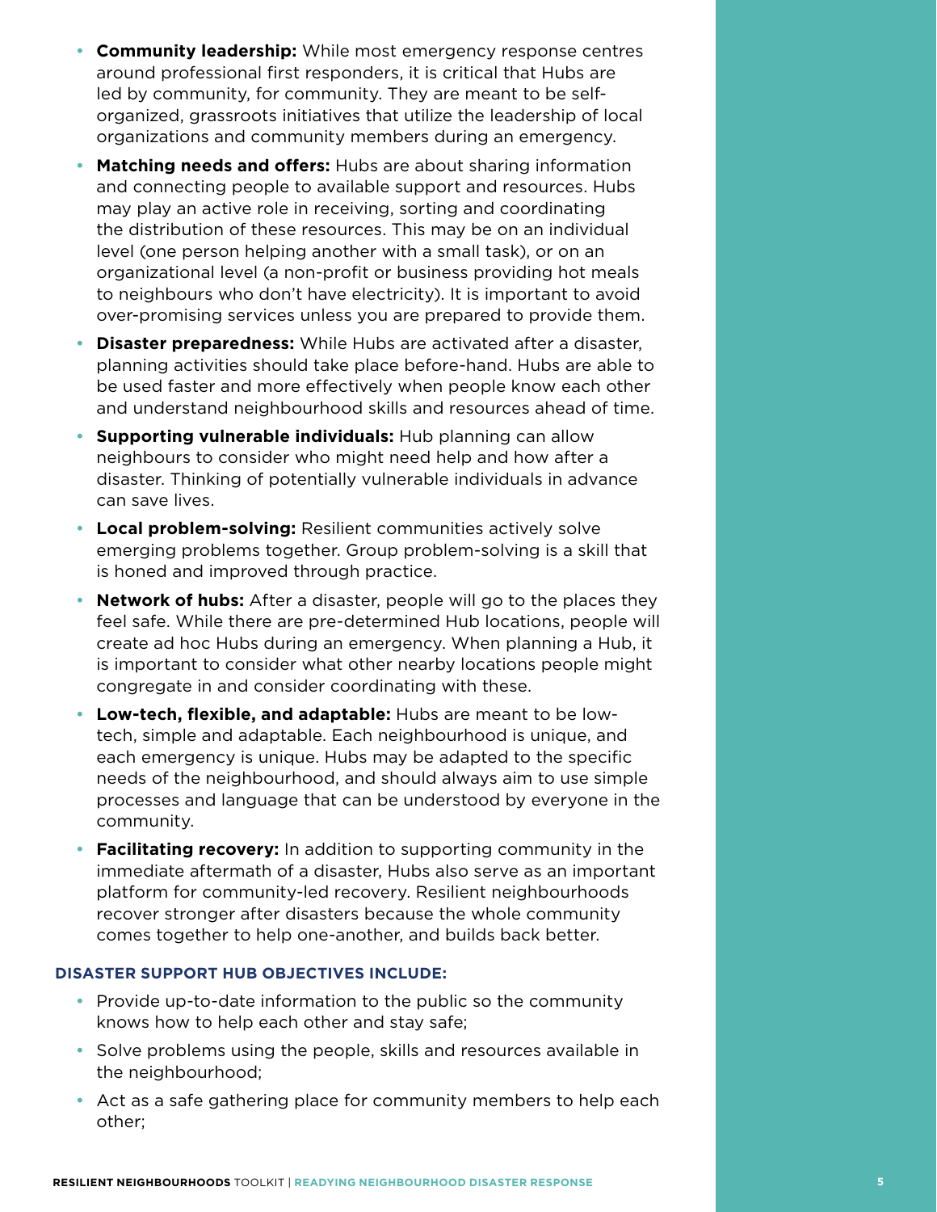- **Community leadership:** While most emergency response centres around professional first responders, it is critical that Hubs are led by community, for community. They are meant to be self-organized, grassroots initiatives that utilize the leadership of local organizations and community members during an emergency.
- **Matching needs and offers:** Hubs are about sharing information and connecting people to available support and resources. Hubs may play an active role in receiving, sorting and coordinating the distribution of these resources. This may be on an individual level (one person helping another with a small task), or on an organizational level (a non-profit or business providing hot meals to neighbours who don't have electricity). It is important to avoid over-promising services unless you are prepared to provide them.
- **Disaster preparedness:** While Hubs are activated after a disaster, planning activities should take place before-hand. Hubs are able to be used faster and more effectively when people know each other and understand neighbourhood skills and resources ahead of time.
- **Supporting vulnerable individuals:** Hub planning can allow neighbours to consider who might need help and how after a disaster. Thinking of potentially vulnerable individuals in advance can save lives.
- **Local problem-solving:** Resilient communities actively solve emerging problems together. Group problem-solving is a skill that is honed and improved through practice.
- **Network of hubs:** After a disaster, people will go to the places they feel safe. While there are pre-determined Hub locations, people will create ad hoc Hubs during an emergency. When planning a Hub, it is important to consider what other nearby locations people might congregate in and consider coordinating with these.
- **Low-tech, flexible, and adaptable:** Hubs are meant to be low-tech, simple and adaptable. Each neighbourhood is unique, and each emergency is unique. Hubs may be adapted to the specific needs of the neighbourhood, and should always aim to use simple processes and language that can be understood by everyone in the community.
- **Facilitating recovery:** In addition to supporting community in the immediate aftermath of a disaster, Hubs also serve as an important platform for community-led recovery. Resilient neighbourhoods recover stronger after disasters because the whole community comes together to help one-another, and builds back better.

### DISASTER SUPPORT HUB OBJECTIVES INCLUDE:

- Provide up-to-date information to the public so the community knows how to help each other and stay safe;
- Solve problems using the people, skills and resources available in the neighbourhood;
- Act as a safe gathering place for community members to help each other;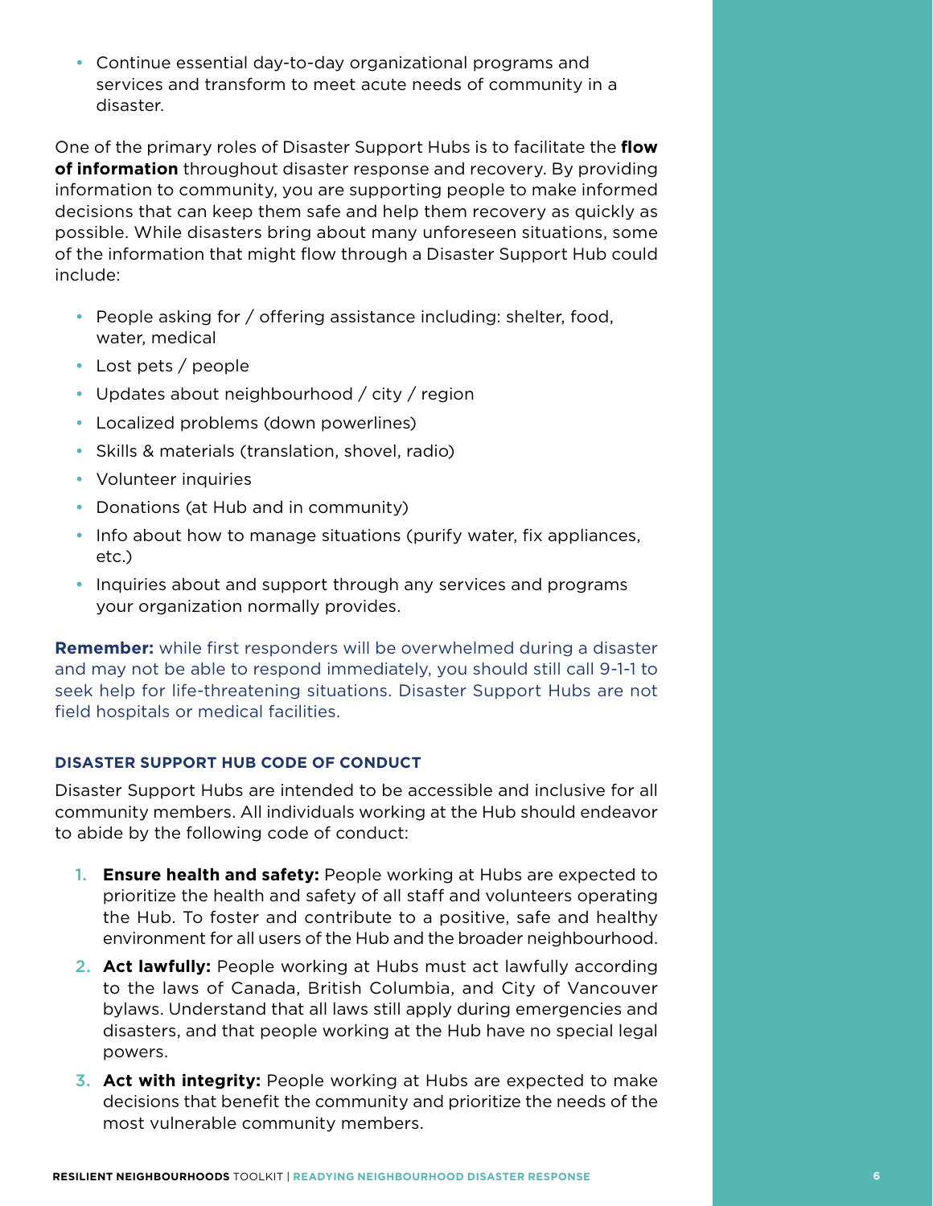- Continue essential day-to-day organizational programs and services and transform to meet acute needs of community in a disaster.

One of the primary roles of Disaster Support Hubs is to facilitate the **flow of information** throughout disaster response and recovery. By providing information to community, you are supporting people to make informed decisions that can keep them safe and help them recovery as quickly as possible. While disasters bring about many unforeseen situations, some of the information that might flow through a Disaster Support Hub could include:

- People asking for / offering assistance including: shelter, food, water, medical
- Lost pets / people
- Updates about neighbourhood / city / region
- Localized problems (down powerlines)
- Skills & materials (translation, shovel, radio)
- Volunteer inquiries
- Donations (at Hub and in community)
- Info about how to manage situations (purify water, fix appliances, etc.)
- Inquiries about and support through any services and programs your organization normally provides.

**Remember:** while first responders will be overwhelmed during a disaster and may not be able to respond immediately, you should still call 9-1-1 to seek help for life-threatening situations. Disaster Support Hubs are not field hospitals or medical facilities.

#### DISASTER SUPPORT HUB CODE OF CONDUCT

Disaster Support Hubs are intended to be accessible and inclusive for all community members. All individuals working at the Hub should endeavor to abide by the following code of conduct:

1. **Ensure health and safety:** People working at Hubs are expected to prioritize the health and safety of all staff and volunteers operating the Hub. To foster and contribute to a positive, safe and healthy environment for all users of the Hub and the broader neighbourhood.
2. **Act lawfully:** People working at Hubs must act lawfully according to the laws of Canada, British Columbia, and City of Vancouver bylaws. Understand that all laws still apply during emergencies and disasters, and that people working at the Hub have no special legal powers.
3. **Act with integrity:** People working at Hubs are expected to make decisions that benefit the community and prioritize the needs of the most vulnerable community members.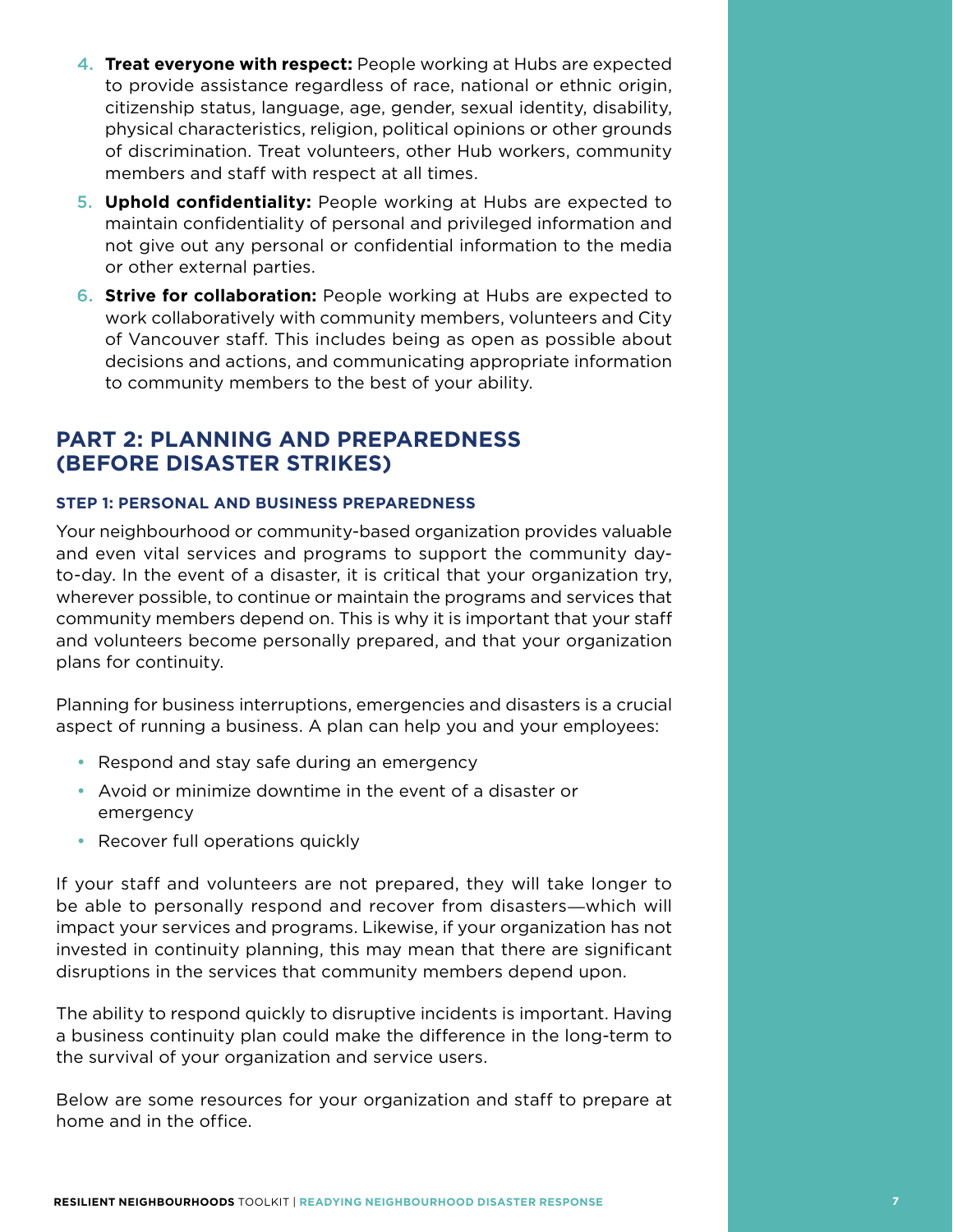4. **Treat everyone with respect:** People working at Hubs are expected to provide assistance regardless of race, national or ethnic origin, citizenship status, language, age, gender, sexual identity, disability, physical characteristics, religion, political opinions or other grounds of discrimination. Treat volunteers, other Hub workers, community members and staff with respect at all times.
5. **Uphold confidentiality:** People working at Hubs are expected to maintain confidentiality of personal and privileged information and not give out any personal or confidential information to the media or other external parties.
6. **Strive for collaboration:** People working at Hubs are expected to work collaboratively with community members, volunteers and City of Vancouver staff. This includes being as open as possible about decisions and actions, and communicating appropriate information to community members to the best of your ability.

## PART 2: PLANNING AND PREPAREDNESS (BEFORE DISASTER STRIKES)

### STEP 1: PERSONAL AND BUSINESS PREPAREDNESS

Your neighbourhood or community-based organization provides valuable and even vital services and programs to support the community day-to-day. In the event of a disaster, it is critical that your organization try, wherever possible, to continue or maintain the programs and services that community members depend on. This is why it is important that your staff and volunteers become personally prepared, and that your organization plans for continuity.

Planning for business interruptions, emergencies and disasters is a crucial aspect of running a business. A plan can help you and your employees:

- Respond and stay safe during an emergency
- Avoid or minimize downtime in the event of a disaster or emergency
- Recover full operations quickly

If your staff and volunteers are not prepared, they will take longer to be able to personally respond and recover from disasters—which will impact your services and programs. Likewise, if your organization has not invested in continuity planning, this may mean that there are significant disruptions in the services that community members depend upon.

The ability to respond quickly to disruptive incidents is important. Having a business continuity plan could make the difference in the long-term to the survival of your organization and service users.

Below are some resources for your organization and staff to prepare at home and in the office.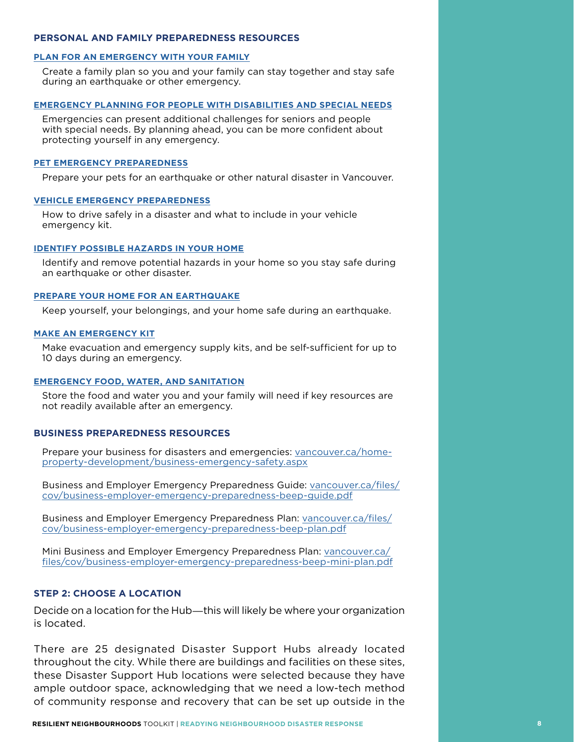## PERSONAL AND FAMILY PREPAREDNESS RESOURCES

### PLAN FOR AN EMERGENCY WITH YOUR FAMILY

Create a family plan so you and your family can stay together and stay safe during an earthquake or other emergency.

### EMERGENCY PLANNING FOR PEOPLE WITH DISABILITIES AND SPECIAL NEEDS

Emergencies can present additional challenges for seniors and people with special needs. By planning ahead, you can be more confident about protecting yourself in any emergency.

### PET EMERGENCY PREPAREDNESS

Prepare your pets for an earthquake or other natural disaster in Vancouver.

### VEHICLE EMERGENCY PREPAREDNESS

How to drive safely in a disaster and what to include in your vehicle emergency kit.

### IDENTIFY POSSIBLE HAZARDS IN YOUR HOME

Identify and remove potential hazards in your home so you stay safe during an earthquake or other disaster.

### PREPARE YOUR HOME FOR AN EARTHQUAKE

Keep yourself, your belongings, and your home safe during an earthquake.

### MAKE AN EMERGENCY KIT

Make evacuation and emergency supply kits, and be self-sufficient for up to 10 days during an emergency.

### EMERGENCY FOOD, WATER, AND SANITATION

Store the food and water you and your family will need if key resources are not readily available after an emergency.

## BUSINESS PREPAREDNESS RESOURCES

Prepare your business for disasters and emergencies: vancouver.ca/home-property-development/business-emergency-safety.aspx

Business and Employer Emergency Preparedness Guide: vancouver.ca/files/cov/business-employer-emergency-preparedness-beep-guide.pdf

Business and Employer Emergency Preparedness Plan: vancouver.ca/files/cov/business-employer-emergency-preparedness-beep-plan.pdf

Mini Business and Employer Emergency Preparedness Plan: vancouver.ca/files/cov/business-employer-emergency-preparedness-beep-mini-plan.pdf

## STEP 2: CHOOSE A LOCATION

Decide on a location for the Hub—this will likely be where your organization is located.

There are 25 designated Disaster Support Hubs already located throughout the city. While there are buildings and facilities on these sites, these Disaster Support Hub locations were selected because they have ample outdoor space, acknowledging that we need a low-tech method of community response and recovery that can be set up outside in the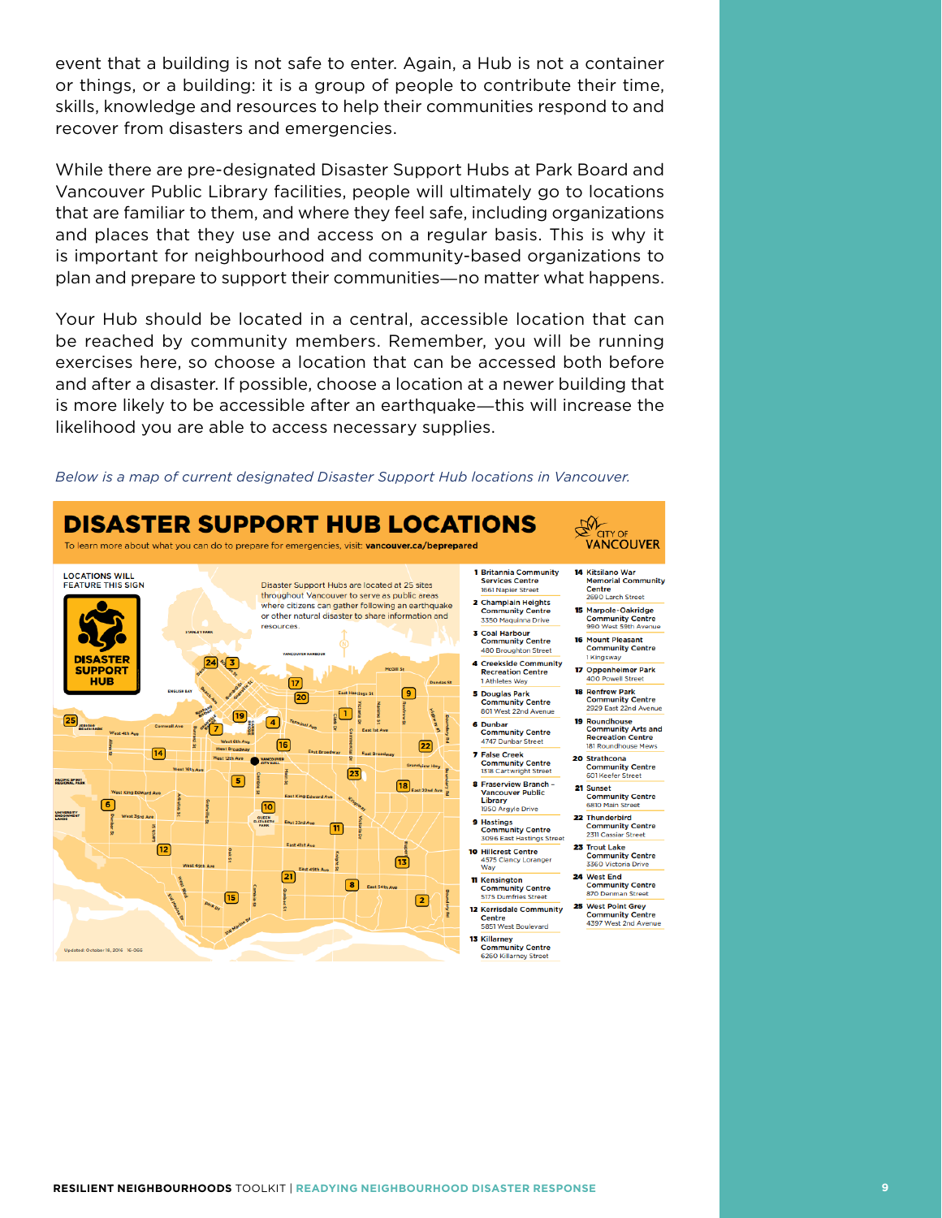event that a building is not safe to enter. Again, a Hub is not a container or things, or a building: it is a group of people to contribute their time, skills, knowledge and resources to help their communities respond to and recover from disasters and emergencies.

While there are pre-designated Disaster Support Hubs at Park Board and Vancouver Public Library facilities, people will ultimately go to locations that are familiar to them, and where they feel safe, including organizations and places that they use and access on a regular basis. This is why it is important for neighbourhood and community-based organizations to plan and prepare to support their communities—no matter what happens.

Your Hub should be located in a central, accessible location that can be reached by community members. Remember, you will be running exercises here, so choose a location that can be accessed both before and after a disaster. If possible, choose a location at a newer building that is more likely to be accessible after an earthquake—this will increase the likelihood you are able to access necessary supplies.

*Below is a map of current designated Disaster Support Hub locations in Vancouver.*

## DISASTER SUPPORT HUB LOCATIONS

To learn more about what you can do to prepare for emergencies, visit: **vancouver.ca/beprepared**

CITY OF VANCOUVER

LOCATIONS WILL FEATURE THIS SIGN

**DISASTER SUPPORT HUB**

Disaster Support Hubs are located at 25 sites throughout Vancouver to serve as public areas where citizens can gather following an earthquake or other natural disaster to share information and resources.

1. **Britannia Community Services Centre** – 1661 Napier Street
2. **Champlain Heights Community Centre** – 3350 Maquinna Drive
3. **Coal Harbour Community Centre** – 480 Broughton Street
4. **Creekside Community Recreation Centre** – 1 Athletes Way
5. **Douglas Park Community Centre** – 801 West 22nd Avenue
6. **Dunbar Community Centre** – 4747 Dunbar Street
7. **False Creek Community Centre** – 1318 Cartwright Street
8. **Fraserview Branch – Vancouver Public Library** – 1950 Argyle Drive
9. **Hastings Community Centre** – 3096 East Hastings Street
10. **Hillcrest Centre** – 4575 Clancy Loranger Way
11. **Kensington Community Centre** – 5175 Dumfries Street
12. **Kerrisdale Community Centre** – 5851 West Boulevard
13. **Killarney Community Centre** – 6260 Killarney Street
14. **Kitsilano War Memorial Community Centre** – 2690 Larch Street
15. **Marpole-Oakridge Community Centre** – 990 West 59th Avenue
16. **Mount Pleasant Community Centre** – 1 Kingsway
17. **Oppenheimer Park** – 400 Powell Street
18. **Renfrew Park Community Centre** – 2929 East 22nd Avenue
19. **Roundhouse Community Arts and Recreation Centre** – 181 Roundhouse Mews
20. **Strathcona Community Centre** – 601 Keefer Street
21. **Sunset Community Centre** – 6810 Main Street
22. **Thunderbird Community Centre** – 2311 Cassiar Street
23. **Trout Lake Community Centre** – 3360 Victoria Drive
24. **West End Community Centre** – 870 Denman Street
25. **West Point Grey Community Centre** – 4397 West 2nd Avenue

Updated: October 18, 2016 16-068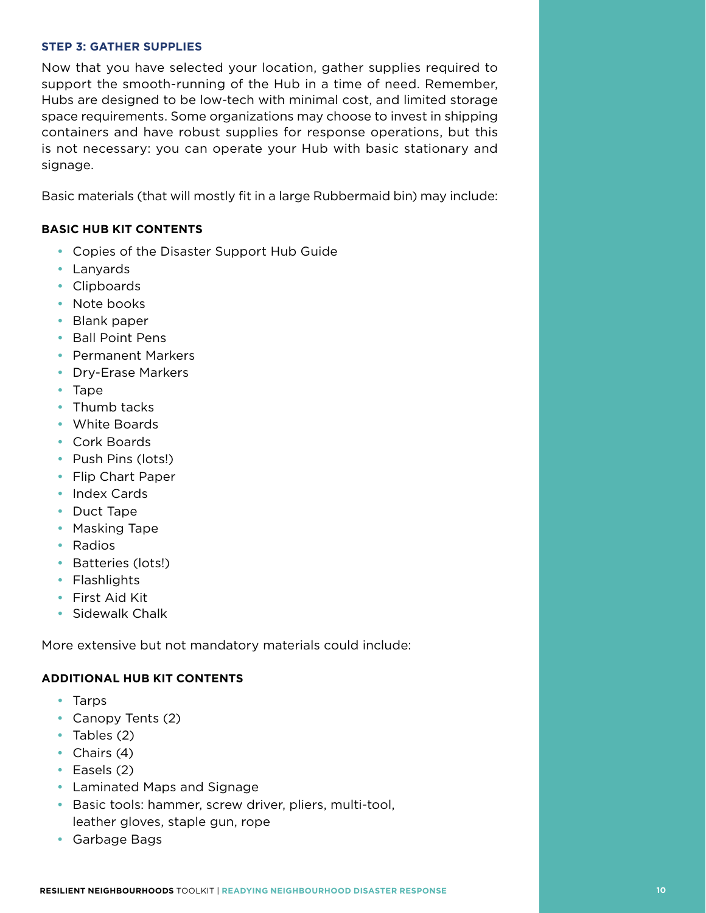### STEP 3: GATHER SUPPLIES

Now that you have selected your location, gather supplies required to support the smooth-running of the Hub in a time of need. Remember, Hubs are designed to be low-tech with minimal cost, and limited storage space requirements. Some organizations may choose to invest in shipping containers and have robust supplies for response operations, but this is not necessary: you can operate your Hub with basic stationary and signage.

Basic materials (that will mostly fit in a large Rubbermaid bin) may include:

**BASIC HUB KIT CONTENTS**

- Copies of the Disaster Support Hub Guide
- Lanyards
- Clipboards
- Note books
- Blank paper
- Ball Point Pens
- Permanent Markers
- Dry-Erase Markers
- Tape
- Thumb tacks
- White Boards
- Cork Boards
- Push Pins (lots!)
- Flip Chart Paper
- Index Cards
- Duct Tape
- Masking Tape
- Radios
- Batteries (lots!)
- Flashlights
- First Aid Kit
- Sidewalk Chalk

More extensive but not mandatory materials could include:

**ADDITIONAL HUB KIT CONTENTS**

- Tarps
- Canopy Tents (2)
- Tables (2)
- Chairs (4)
- Easels (2)
- Laminated Maps and Signage
- Basic tools: hammer, screw driver, pliers, multi-tool, leather gloves, staple gun, rope
- Garbage Bags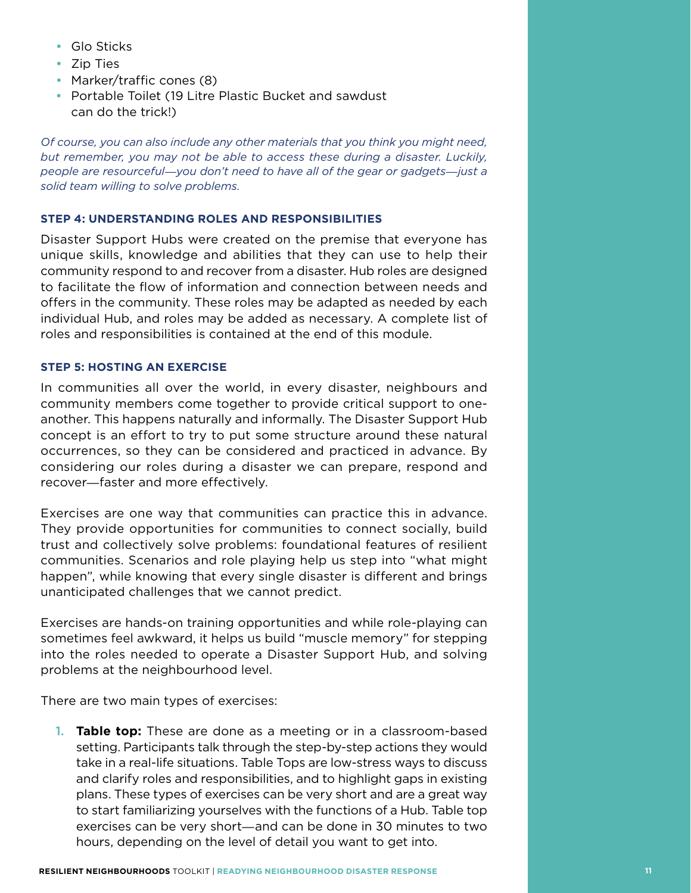- Glo Sticks
- Zip Ties
- Marker/traffic cones (8)
- Portable Toilet (19 Litre Plastic Bucket and sawdust can do the trick!)

*Of course, you can also include any other materials that you think you might need, but remember, you may not be able to access these during a disaster. Luckily, people are resourceful—you don't need to have all of the gear or gadgets—just a solid team willing to solve problems.*

### STEP 4: UNDERSTANDING ROLES AND RESPONSIBILITIES

Disaster Support Hubs were created on the premise that everyone has unique skills, knowledge and abilities that they can use to help their community respond to and recover from a disaster. Hub roles are designed to facilitate the flow of information and connection between needs and offers in the community. These roles may be adapted as needed by each individual Hub, and roles may be added as necessary. A complete list of roles and responsibilities is contained at the end of this module.

### STEP 5: HOSTING AN EXERCISE

In communities all over the world, in every disaster, neighbours and community members come together to provide critical support to one-another. This happens naturally and informally. The Disaster Support Hub concept is an effort to try to put some structure around these natural occurrences, so they can be considered and practiced in advance. By considering our roles during a disaster we can prepare, respond and recover—faster and more effectively.

Exercises are one way that communities can practice this in advance. They provide opportunities for communities to connect socially, build trust and collectively solve problems: foundational features of resilient communities. Scenarios and role playing help us step into "what might happen", while knowing that every single disaster is different and brings unanticipated challenges that we cannot predict.

Exercises are hands-on training opportunities and while role-playing can sometimes feel awkward, it helps us build "muscle memory" for stepping into the roles needed to operate a Disaster Support Hub, and solving problems at the neighbourhood level.

There are two main types of exercises:

1. **Table top:** These are done as a meeting or in a classroom-based setting. Participants talk through the step-by-step actions they would take in a real-life situations. Table Tops are low-stress ways to discuss and clarify roles and responsibilities, and to highlight gaps in existing plans. These types of exercises can be very short and are a great way to start familiarizing yourselves with the functions of a Hub. Table top exercises can be very short—and can be done in 30 minutes to two hours, depending on the level of detail you want to get into.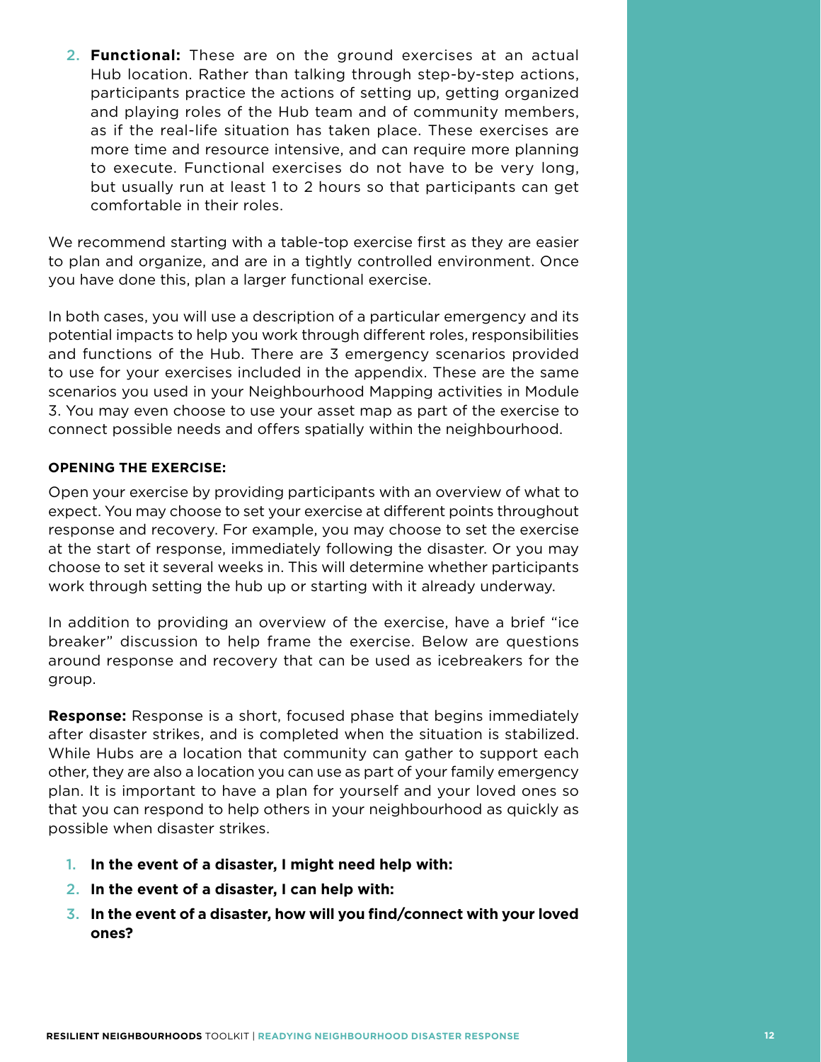2. **Functional:** These are on the ground exercises at an actual Hub location. Rather than talking through step-by-step actions, participants practice the actions of setting up, getting organized and playing roles of the Hub team and of community members, as if the real-life situation has taken place. These exercises are more time and resource intensive, and can require more planning to execute. Functional exercises do not have to be very long, but usually run at least 1 to 2 hours so that participants can get comfortable in their roles.

We recommend starting with a table-top exercise first as they are easier to plan and organize, and are in a tightly controlled environment. Once you have done this, plan a larger functional exercise.

In both cases, you will use a description of a particular emergency and its potential impacts to help you work through different roles, responsibilities and functions of the Hub. There are 3 emergency scenarios provided to use for your exercises included in the appendix. These are the same scenarios you used in your Neighbourhood Mapping activities in Module 3. You may even choose to use your asset map as part of the exercise to connect possible needs and offers spatially within the neighbourhood.

**OPENING THE EXERCISE:**

Open your exercise by providing participants with an overview of what to expect. You may choose to set your exercise at different points throughout response and recovery. For example, you may choose to set the exercise at the start of response, immediately following the disaster. Or you may choose to set it several weeks in. This will determine whether participants work through setting the hub up or starting with it already underway.

In addition to providing an overview of the exercise, have a brief "ice breaker" discussion to help frame the exercise. Below are questions around response and recovery that can be used as icebreakers for the group.

**Response:** Response is a short, focused phase that begins immediately after disaster strikes, and is completed when the situation is stabilized. While Hubs are a location that community can gather to support each other, they are also a location you can use as part of your family emergency plan. It is important to have a plan for yourself and your loved ones so that you can respond to help others in your neighbourhood as quickly as possible when disaster strikes.

1. **In the event of a disaster, I might need help with:**
2. **In the event of a disaster, I can help with:**
3. **In the event of a disaster, how will you find/connect with your loved ones?**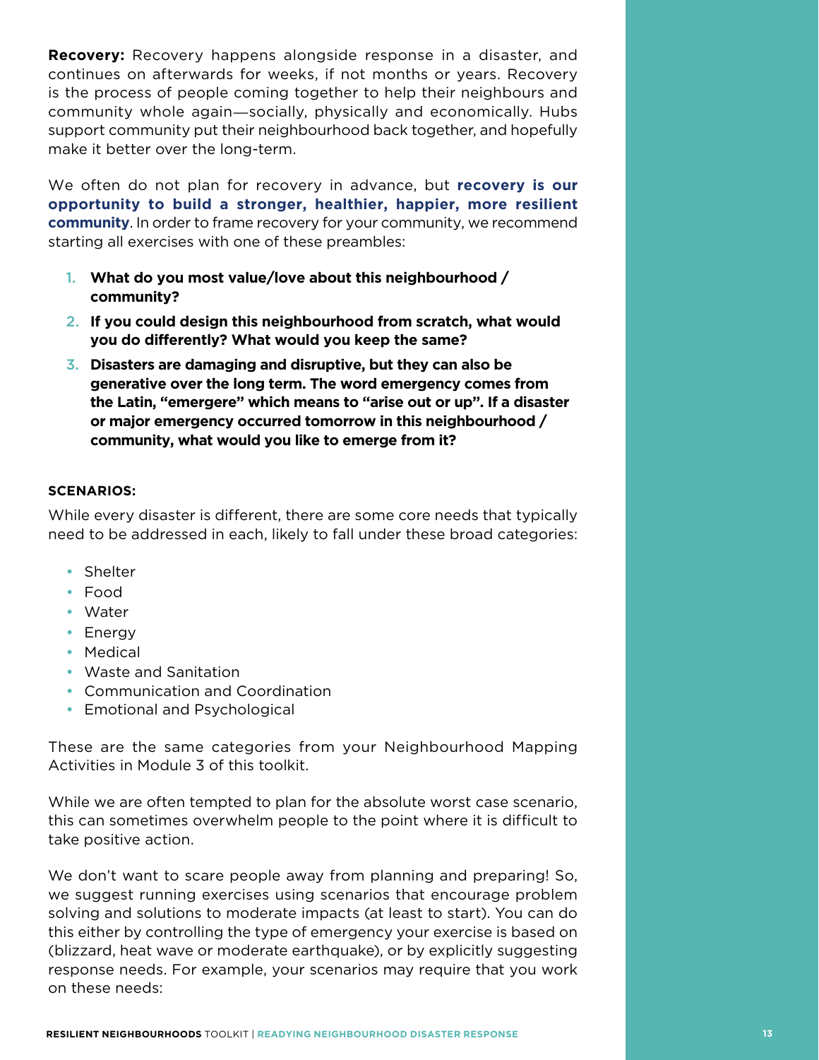**Recovery:** Recovery happens alongside response in a disaster, and continues on afterwards for weeks, if not months or years. Recovery is the process of people coming together to help their neighbours and community whole again—socially, physically and economically. Hubs support community put their neighbourhood back together, and hopefully make it better over the long-term.

We often do not plan for recovery in advance, but **recovery is our opportunity to build a stronger, healthier, happier, more resilient community**. In order to frame recovery for your community, we recommend starting all exercises with one of these preambles:

1. **What do you most value/love about this neighbourhood / community?**
2. **If you could design this neighbourhood from scratch, what would you do differently? What would you keep the same?**
3. **Disasters are damaging and disruptive, but they can also be generative over the long term. The word emergency comes from the Latin, "emergere" which means to "arise out or up". If a disaster or major emergency occurred tomorrow in this neighbourhood / community, what would you like to emerge from it?**

#### SCENARIOS:

While every disaster is different, there are some core needs that typically need to be addressed in each, likely to fall under these broad categories:

- Shelter
- Food
- Water
- Energy
- Medical
- Waste and Sanitation
- Communication and Coordination
- Emotional and Psychological

These are the same categories from your Neighbourhood Mapping Activities in Module 3 of this toolkit.

While we are often tempted to plan for the absolute worst case scenario, this can sometimes overwhelm people to the point where it is difficult to take positive action.

We don't want to scare people away from planning and preparing! So, we suggest running exercises using scenarios that encourage problem solving and solutions to moderate impacts (at least to start). You can do this either by controlling the type of emergency your exercise is based on (blizzard, heat wave or moderate earthquake), or by explicitly suggesting response needs. For example, your scenarios may require that you work on these needs: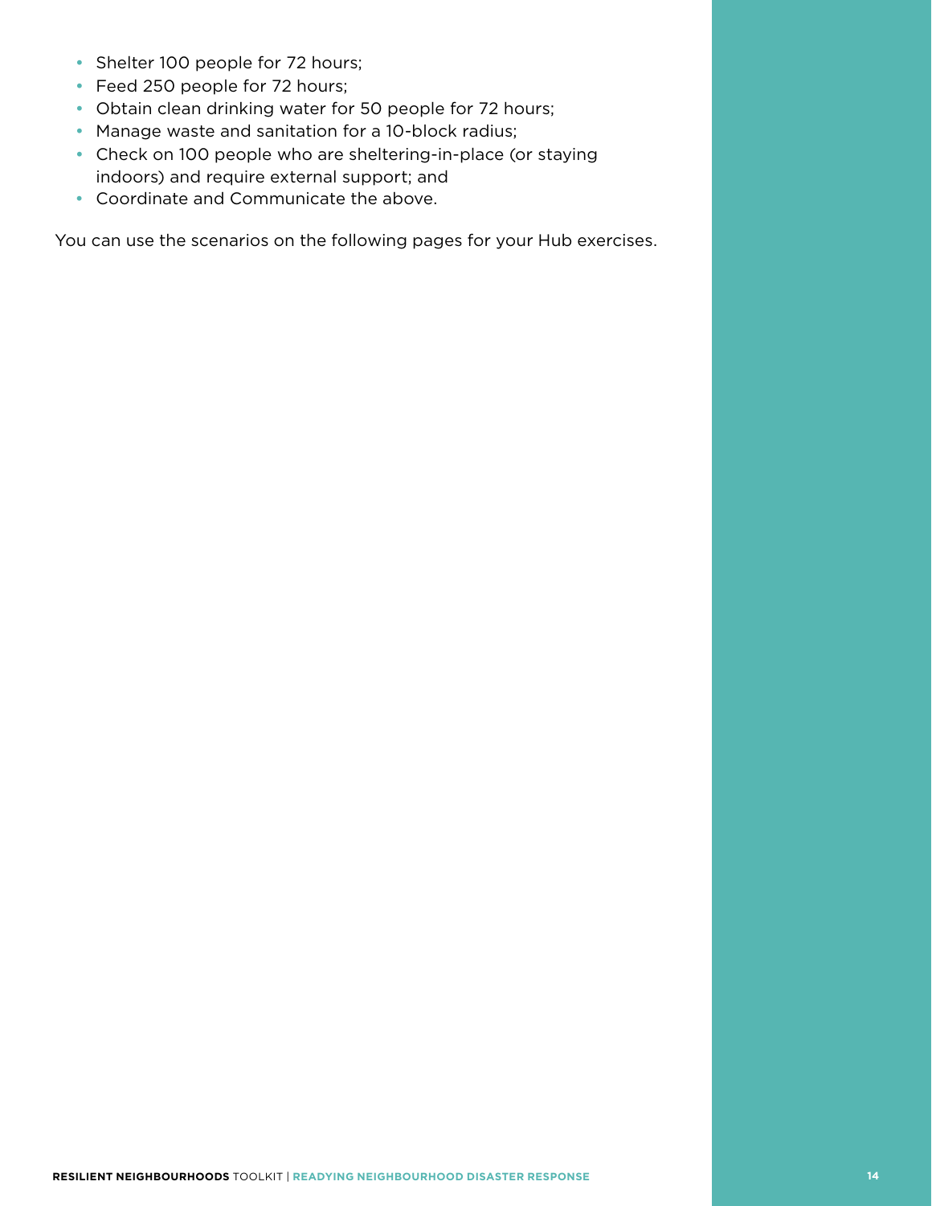- Shelter 100 people for 72 hours;
- Feed 250 people for 72 hours;
- Obtain clean drinking water for 50 people for 72 hours;
- Manage waste and sanitation for a 10-block radius;
- Check on 100 people who are sheltering-in-place (or staying indoors) and require external support; and
- Coordinate and Communicate the above.

You can use the scenarios on the following pages for your Hub exercises.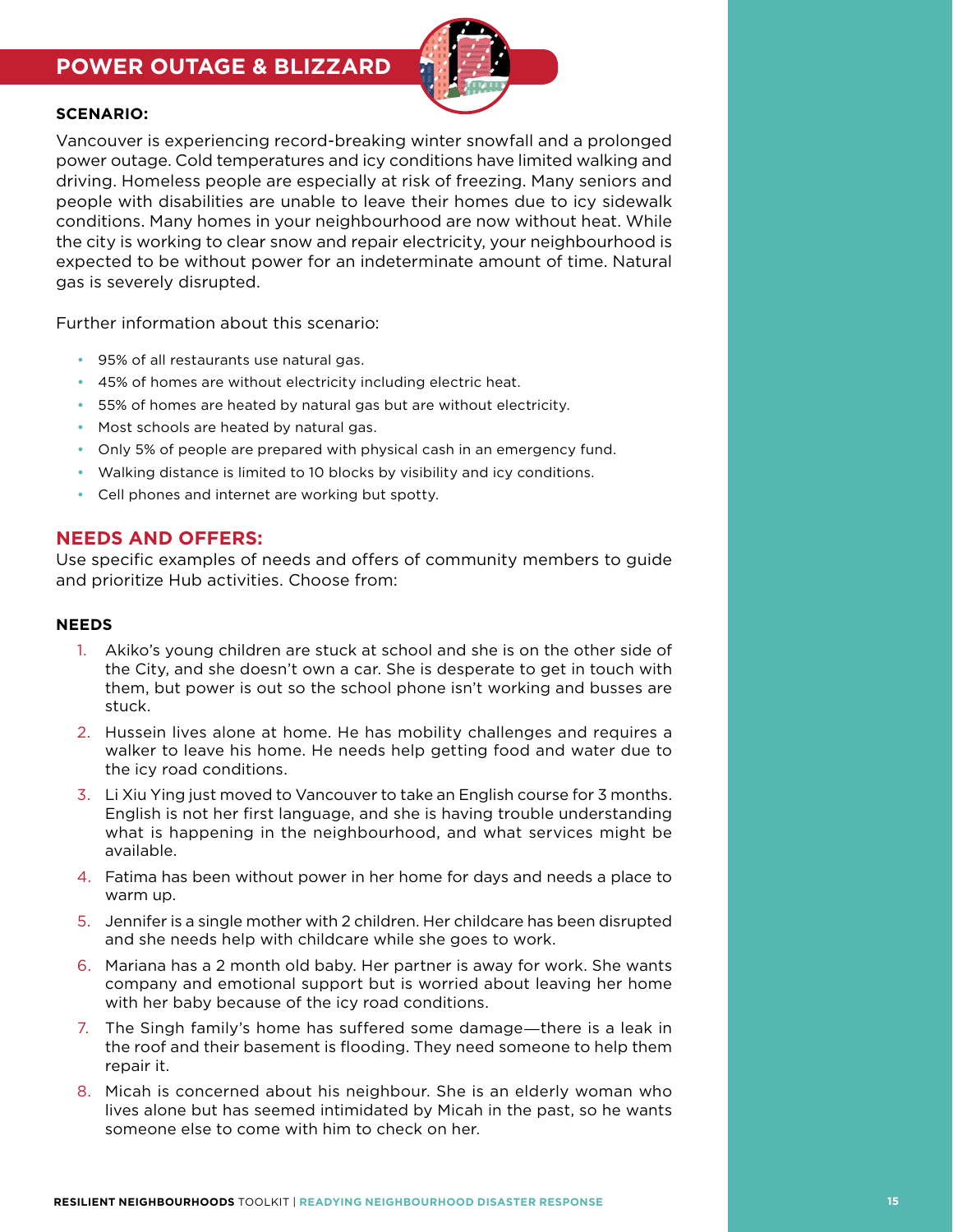# POWER OUTAGE & BLIZZARD

**SCENARIO:**

Vancouver is experiencing record-breaking winter snowfall and a prolonged power outage. Cold temperatures and icy conditions have limited walking and driving. Homeless people are especially at risk of freezing. Many seniors and people with disabilities are unable to leave their homes due to icy sidewalk conditions. Many homes in your neighbourhood are now without heat. While the city is working to clear snow and repair electricity, your neighbourhood is expected to be without power for an indeterminate amount of time. Natural gas is severely disrupted.

Further information about this scenario:

- 95% of all restaurants use natural gas.
- 45% of homes are without electricity including electric heat.
- 55% of homes are heated by natural gas but are without electricity.
- Most schools are heated by natural gas.
- Only 5% of people are prepared with physical cash in an emergency fund.
- Walking distance is limited to 10 blocks by visibility and icy conditions.
- Cell phones and internet are working but spotty.

## NEEDS AND OFFERS:

Use specific examples of needs and offers of community members to guide and prioritize Hub activities. Choose from:

**NEEDS**

1. Akiko's young children are stuck at school and she is on the other side of the City, and she doesn't own a car. She is desperate to get in touch with them, but power is out so the school phone isn't working and busses are stuck.
2. Hussein lives alone at home. He has mobility challenges and requires a walker to leave his home. He needs help getting food and water due to the icy road conditions.
3. Li Xiu Ying just moved to Vancouver to take an English course for 3 months. English is not her first language, and she is having trouble understanding what is happening in the neighbourhood, and what services might be available.
4. Fatima has been without power in her home for days and needs a place to warm up.
5. Jennifer is a single mother with 2 children. Her childcare has been disrupted and she needs help with childcare while she goes to work.
6. Mariana has a 2 month old baby. Her partner is away for work. She wants company and emotional support but is worried about leaving her home with her baby because of the icy road conditions.
7. The Singh family's home has suffered some damage—there is a leak in the roof and their basement is flooding. They need someone to help them repair it.
8. Micah is concerned about his neighbour. She is an elderly woman who lives alone but has seemed intimidated by Micah in the past, so he wants someone else to come with him to check on her.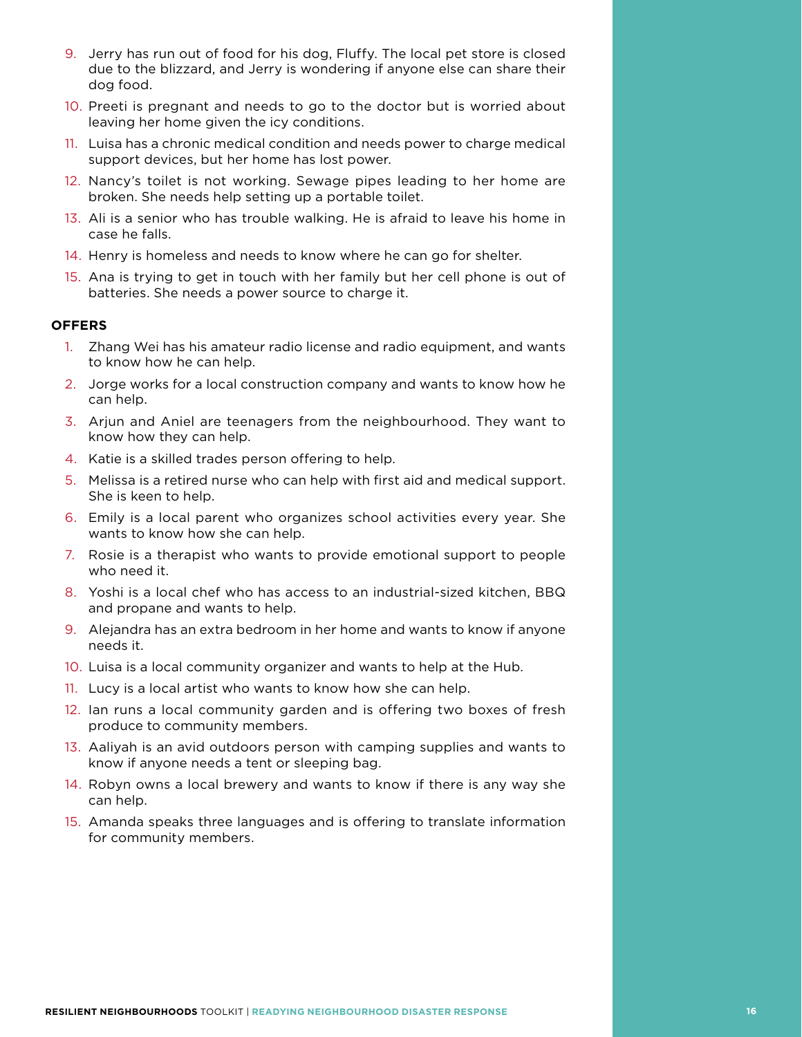9. Jerry has run out of food for his dog, Fluffy. The local pet store is closed due to the blizzard, and Jerry is wondering if anyone else can share their dog food.
10. Preeti is pregnant and needs to go to the doctor but is worried about leaving her home given the icy conditions.
11. Luisa has a chronic medical condition and needs power to charge medical support devices, but her home has lost power.
12. Nancy's toilet is not working. Sewage pipes leading to her home are broken. She needs help setting up a portable toilet.
13. Ali is a senior who has trouble walking. He is afraid to leave his home in case he falls.
14. Henry is homeless and needs to know where he can go for shelter.
15. Ana is trying to get in touch with her family but her cell phone is out of batteries. She needs a power source to charge it.

**OFFERS**

1. Zhang Wei has his amateur radio license and radio equipment, and wants to know how he can help.
2. Jorge works for a local construction company and wants to know how he can help.
3. Arjun and Aniel are teenagers from the neighbourhood. They want to know how they can help.
4. Katie is a skilled trades person offering to help.
5. Melissa is a retired nurse who can help with first aid and medical support. She is keen to help.
6. Emily is a local parent who organizes school activities every year. She wants to know how she can help.
7. Rosie is a therapist who wants to provide emotional support to people who need it.
8. Yoshi is a local chef who has access to an industrial-sized kitchen, BBQ and propane and wants to help.
9. Alejandra has an extra bedroom in her home and wants to know if anyone needs it.
10. Luisa is a local community organizer and wants to help at the Hub.
11. Lucy is a local artist who wants to know how she can help.
12. Ian runs a local community garden and is offering two boxes of fresh produce to community members.
13. Aaliyah is an avid outdoors person with camping supplies and wants to know if anyone needs a tent or sleeping bag.
14. Robyn owns a local brewery and wants to know if there is any way she can help.
15. Amanda speaks three languages and is offering to translate information for community members.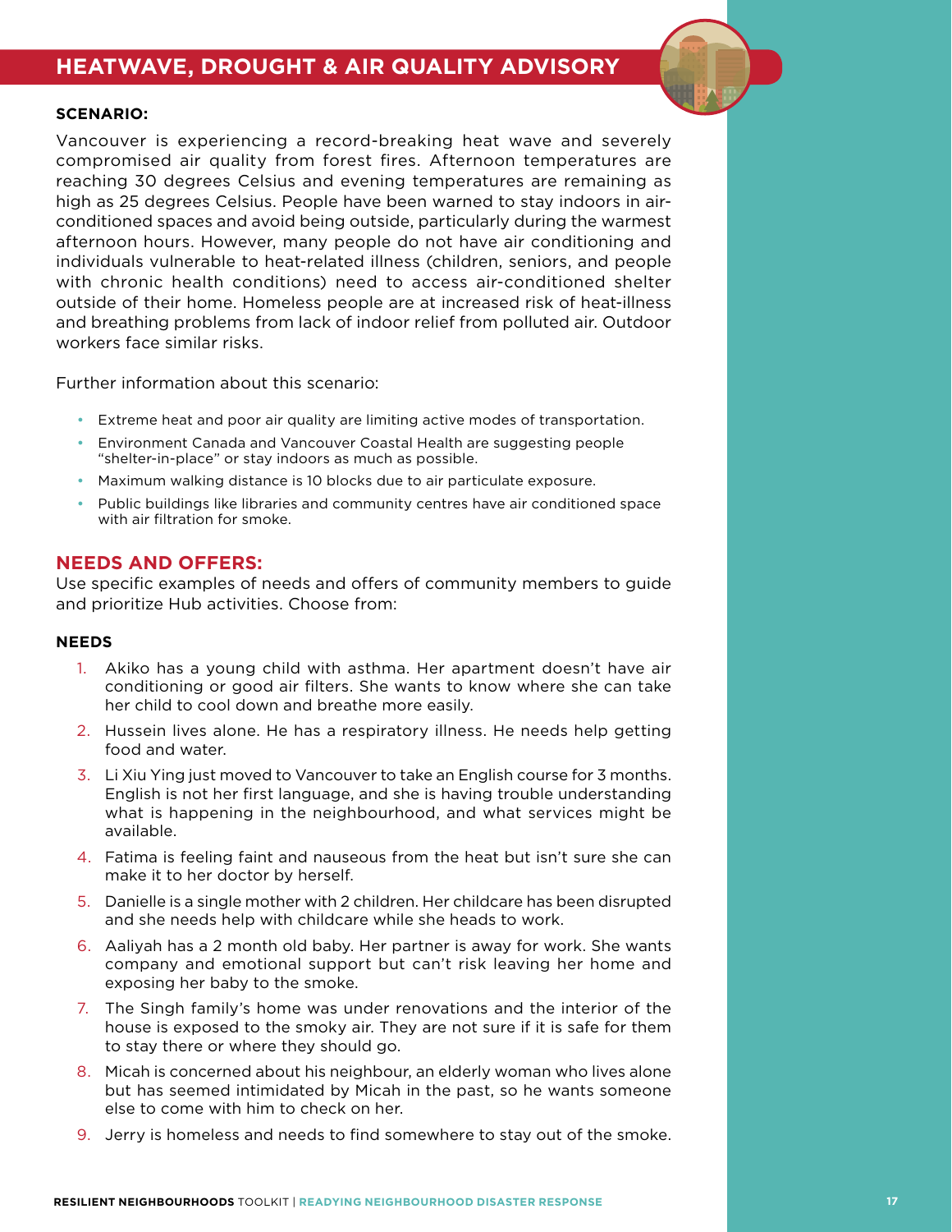# HEATWAVE, DROUGHT & AIR QUALITY ADVISORY

**SCENARIO:**

Vancouver is experiencing a record-breaking heat wave and severely compromised air quality from forest fires. Afternoon temperatures are reaching 30 degrees Celsius and evening temperatures are remaining as high as 25 degrees Celsius. People have been warned to stay indoors in air-conditioned spaces and avoid being outside, particularly during the warmest afternoon hours. However, many people do not have air conditioning and individuals vulnerable to heat-related illness (children, seniors, and people with chronic health conditions) need to access air-conditioned shelter outside of their home. Homeless people are at increased risk of heat-illness and breathing problems from lack of indoor relief from polluted air. Outdoor workers face similar risks.

Further information about this scenario:

- Extreme heat and poor air quality are limiting active modes of transportation.
- Environment Canada and Vancouver Coastal Health are suggesting people "shelter-in-place" or stay indoors as much as possible.
- Maximum walking distance is 10 blocks due to air particulate exposure.
- Public buildings like libraries and community centres have air conditioned space with air filtration for smoke.

## NEEDS AND OFFERS:

Use specific examples of needs and offers of community members to guide and prioritize Hub activities. Choose from:

### NEEDS

1. Akiko has a young child with asthma. Her apartment doesn't have air conditioning or good air filters. She wants to know where she can take her child to cool down and breathe more easily.
2. Hussein lives alone. He has a respiratory illness. He needs help getting food and water.
3. Li Xiu Ying just moved to Vancouver to take an English course for 3 months. English is not her first language, and she is having trouble understanding what is happening in the neighbourhood, and what services might be available.
4. Fatima is feeling faint and nauseous from the heat but isn't sure she can make it to her doctor by herself.
5. Danielle is a single mother with 2 children. Her childcare has been disrupted and she needs help with childcare while she heads to work.
6. Aaliyah has a 2 month old baby. Her partner is away for work. She wants company and emotional support but can't risk leaving her home and exposing her baby to the smoke.
7. The Singh family's home was under renovations and the interior of the house is exposed to the smoky air. They are not sure if it is safe for them to stay there or where they should go.
8. Micah is concerned about his neighbour, an elderly woman who lives alone but has seemed intimidated by Micah in the past, so he wants someone else to come with him to check on her.
9. Jerry is homeless and needs to find somewhere to stay out of the smoke.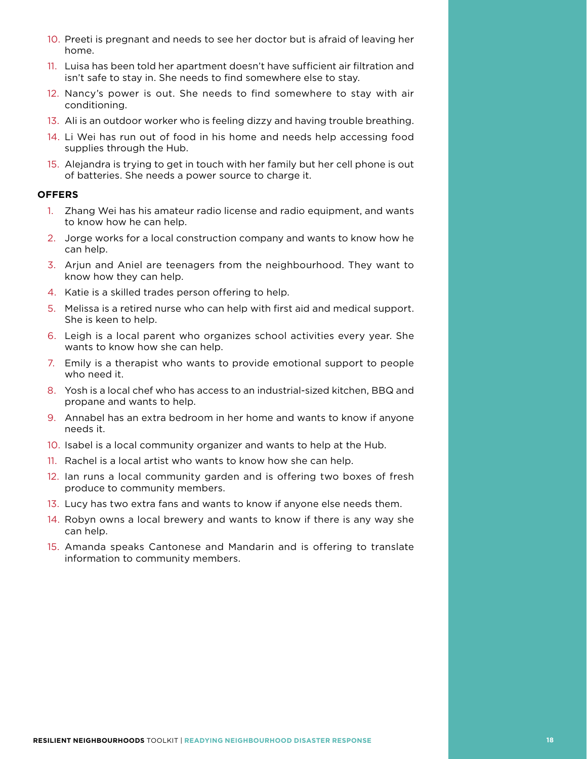10. Preeti is pregnant and needs to see her doctor but is afraid of leaving her home.
11. Luisa has been told her apartment doesn't have sufficient air filtration and isn't safe to stay in. She needs to find somewhere else to stay.
12. Nancy's power is out. She needs to find somewhere to stay with air conditioning.
13. Ali is an outdoor worker who is feeling dizzy and having trouble breathing.
14. Li Wei has run out of food in his home and needs help accessing food supplies through the Hub.
15. Alejandra is trying to get in touch with her family but her cell phone is out of batteries. She needs a power source to charge it.

**OFFERS**

1. Zhang Wei has his amateur radio license and radio equipment, and wants to know how he can help.
2. Jorge works for a local construction company and wants to know how he can help.
3. Arjun and Aniel are teenagers from the neighbourhood. They want to know how they can help.
4. Katie is a skilled trades person offering to help.
5. Melissa is a retired nurse who can help with first aid and medical support. She is keen to help.
6. Leigh is a local parent who organizes school activities every year. She wants to know how she can help.
7. Emily is a therapist who wants to provide emotional support to people who need it.
8. Yosh is a local chef who has access to an industrial-sized kitchen, BBQ and propane and wants to help.
9. Annabel has an extra bedroom in her home and wants to know if anyone needs it.
10. Isabel is a local community organizer and wants to help at the Hub.
11. Rachel is a local artist who wants to know how she can help.
12. Ian runs a local community garden and is offering two boxes of fresh produce to community members.
13. Lucy has two extra fans and wants to know if anyone else needs them.
14. Robyn owns a local brewery and wants to know if there is any way she can help.
15. Amanda speaks Cantonese and Mandarin and is offering to translate information to community members.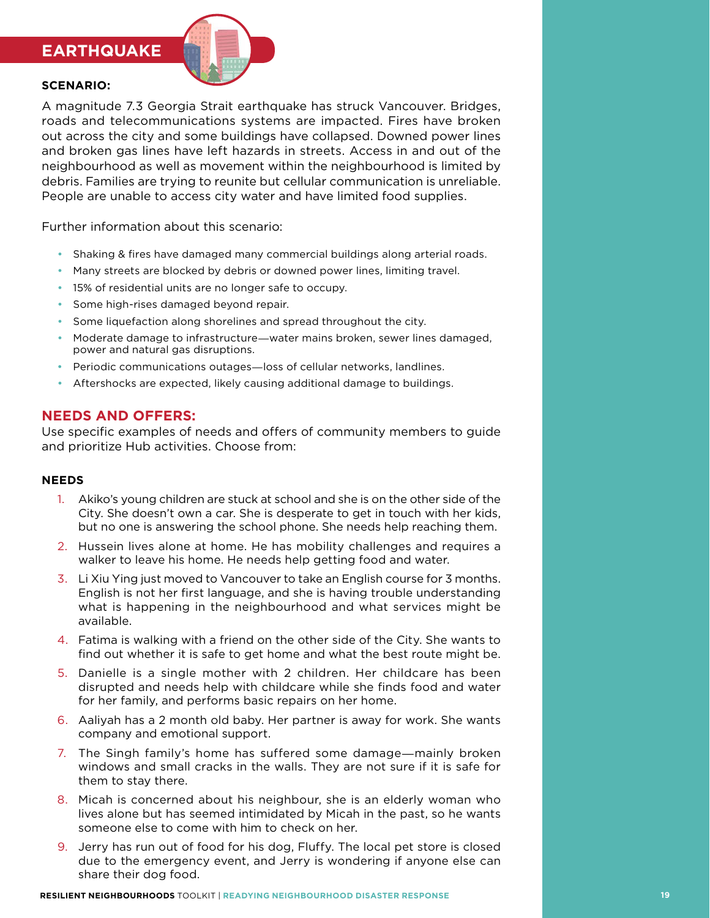# EARTHQUAKE

**SCENARIO:**

A magnitude 7.3 Georgia Strait earthquake has struck Vancouver. Bridges, roads and telecommunications systems are impacted. Fires have broken out across the city and some buildings have collapsed. Downed power lines and broken gas lines have left hazards in streets. Access in and out of the neighbourhood as well as movement within the neighbourhood is limited by debris. Families are trying to reunite but cellular communication is unreliable. People are unable to access city water and have limited food supplies.

Further information about this scenario:

- Shaking & fires have damaged many commercial buildings along arterial roads.
- Many streets are blocked by debris or downed power lines, limiting travel.
- 15% of residential units are no longer safe to occupy.
- Some high-rises damaged beyond repair.
- Some liquefaction along shorelines and spread throughout the city.
- Moderate damage to infrastructure—water mains broken, sewer lines damaged, power and natural gas disruptions.
- Periodic communications outages—loss of cellular networks, landlines.
- Aftershocks are expected, likely causing additional damage to buildings.

## NEEDS AND OFFERS:

Use specific examples of needs and offers of community members to guide and prioritize Hub activities. Choose from:

### NEEDS

1. Akiko's young children are stuck at school and she is on the other side of the City. She doesn't own a car. She is desperate to get in touch with her kids, but no one is answering the school phone. She needs help reaching them.
2. Hussein lives alone at home. He has mobility challenges and requires a walker to leave his home. He needs help getting food and water.
3. Li Xiu Ying just moved to Vancouver to take an English course for 3 months. English is not her first language, and she is having trouble understanding what is happening in the neighbourhood and what services might be available.
4. Fatima is walking with a friend on the other side of the City. She wants to find out whether it is safe to get home and what the best route might be.
5. Danielle is a single mother with 2 children. Her childcare has been disrupted and needs help with childcare while she finds food and water for her family, and performs basic repairs on her home.
6. Aaliyah has a 2 month old baby. Her partner is away for work. She wants company and emotional support.
7. The Singh family's home has suffered some damage—mainly broken windows and small cracks in the walls. They are not sure if it is safe for them to stay there.
8. Micah is concerned about his neighbour, she is an elderly woman who lives alone but has seemed intimidated by Micah in the past, so he wants someone else to come with him to check on her.
9. Jerry has run out of food for his dog, Fluffy. The local pet store is closed due to the emergency event, and Jerry is wondering if anyone else can share their dog food.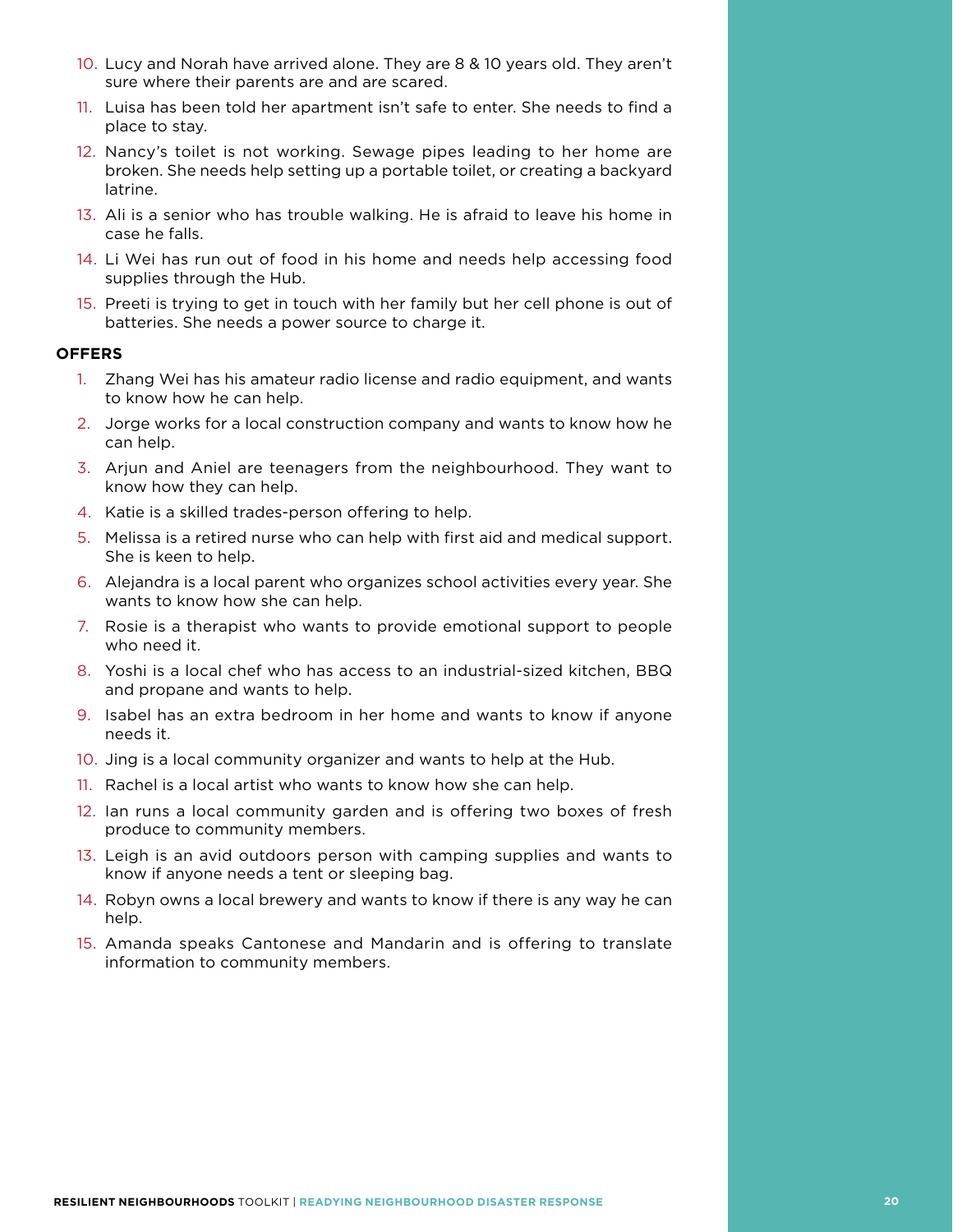10. Lucy and Norah have arrived alone. They are 8 & 10 years old. They aren't sure where their parents are and are scared.
11. Luisa has been told her apartment isn't safe to enter. She needs to find a place to stay.
12. Nancy's toilet is not working. Sewage pipes leading to her home are broken. She needs help setting up a portable toilet, or creating a backyard latrine.
13. Ali is a senior who has trouble walking. He is afraid to leave his home in case he falls.
14. Li Wei has run out of food in his home and needs help accessing food supplies through the Hub.
15. Preeti is trying to get in touch with her family but her cell phone is out of batteries. She needs a power source to charge it.

**OFFERS**

1. Zhang Wei has his amateur radio license and radio equipment, and wants to know how he can help.
2. Jorge works for a local construction company and wants to know how he can help.
3. Arjun and Aniel are teenagers from the neighbourhood. They want to know how they can help.
4. Katie is a skilled trades-person offering to help.
5. Melissa is a retired nurse who can help with first aid and medical support. She is keen to help.
6. Alejandra is a local parent who organizes school activities every year. She wants to know how she can help.
7. Rosie is a therapist who wants to provide emotional support to people who need it.
8. Yoshi is a local chef who has access to an industrial-sized kitchen, BBQ and propane and wants to help.
9. Isabel has an extra bedroom in her home and wants to know if anyone needs it.
10. Jing is a local community organizer and wants to help at the Hub.
11. Rachel is a local artist who wants to know how she can help.
12. Ian runs a local community garden and is offering two boxes of fresh produce to community members.
13. Leigh is an avid outdoors person with camping supplies and wants to know if anyone needs a tent or sleeping bag.
14. Robyn owns a local brewery and wants to know if there is any way he can help.
15. Amanda speaks Cantonese and Mandarin and is offering to translate information to community members.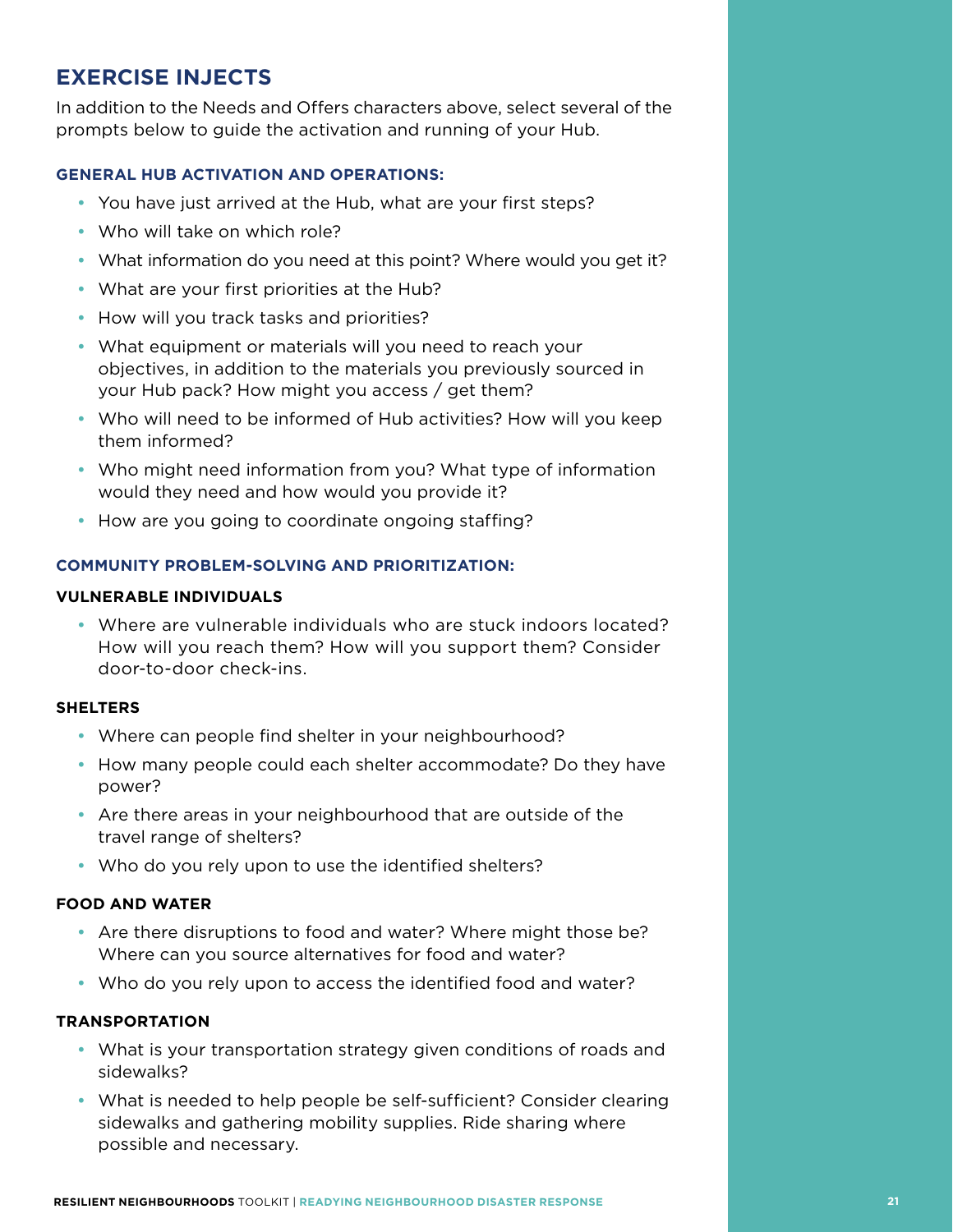## EXERCISE INJECTS

In addition to the Needs and Offers characters above, select several of the prompts below to guide the activation and running of your Hub.

### GENERAL HUB ACTIVATION AND OPERATIONS:

- You have just arrived at the Hub, what are your first steps?
- Who will take on which role?
- What information do you need at this point? Where would you get it?
- What are your first priorities at the Hub?
- How will you track tasks and priorities?
- What equipment or materials will you need to reach your objectives, in addition to the materials you previously sourced in your Hub pack? How might you access / get them?
- Who will need to be informed of Hub activities? How will you keep them informed?
- Who might need information from you? What type of information would they need and how would you provide it?
- How are you going to coordinate ongoing staffing?

### COMMUNITY PROBLEM-SOLVING AND PRIORITIZATION:

#### VULNERABLE INDIVIDUALS

- Where are vulnerable individuals who are stuck indoors located? How will you reach them? How will you support them? Consider door-to-door check-ins.

#### SHELTERS

- Where can people find shelter in your neighbourhood?
- How many people could each shelter accommodate? Do they have power?
- Are there areas in your neighbourhood that are outside of the travel range of shelters?
- Who do you rely upon to use the identified shelters?

#### FOOD AND WATER

- Are there disruptions to food and water? Where might those be? Where can you source alternatives for food and water?
- Who do you rely upon to access the identified food and water?

#### TRANSPORTATION

- What is your transportation strategy given conditions of roads and sidewalks?
- What is needed to help people be self-sufficient? Consider clearing sidewalks and gathering mobility supplies. Ride sharing where possible and necessary.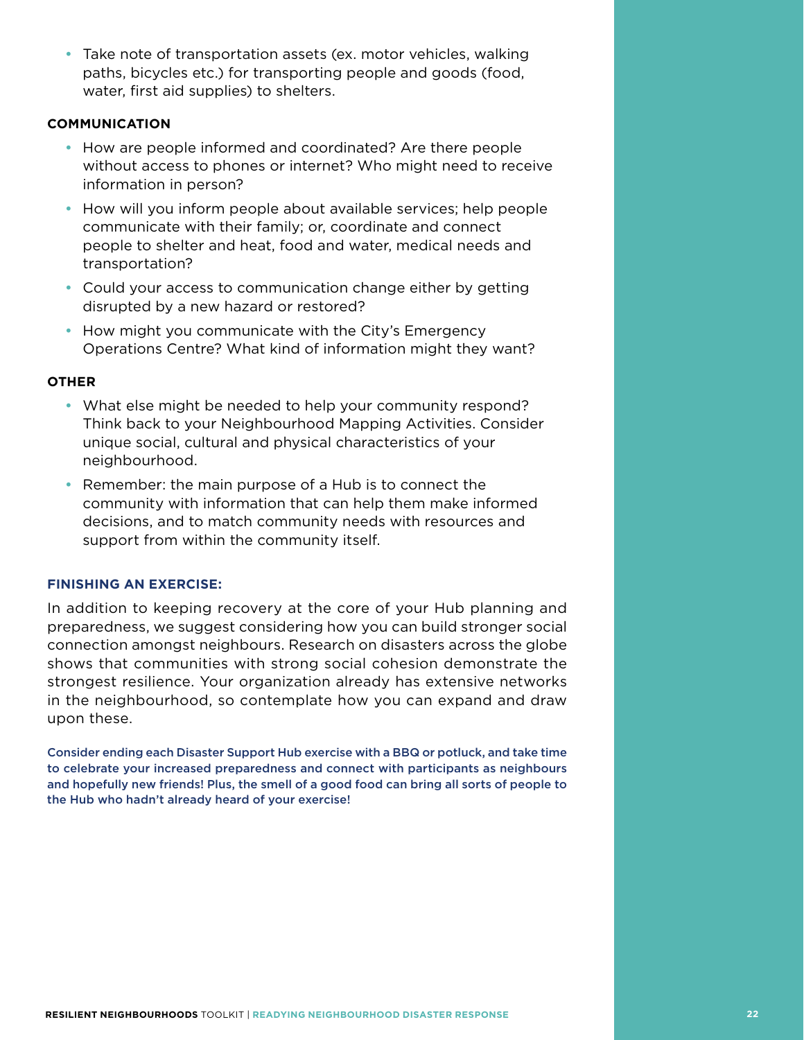- Take note of transportation assets (ex. motor vehicles, walking paths, bicycles etc.) for transporting people and goods (food, water, first aid supplies) to shelters.

**COMMUNICATION**

- How are people informed and coordinated? Are there people without access to phones or internet? Who might need to receive information in person?
- How will you inform people about available services; help people communicate with their family; or, coordinate and connect people to shelter and heat, food and water, medical needs and transportation?
- Could your access to communication change either by getting disrupted by a new hazard or restored?
- How might you communicate with the City's Emergency Operations Centre? What kind of information might they want?

**OTHER**

- What else might be needed to help your community respond? Think back to your Neighbourhood Mapping Activities. Consider unique social, cultural and physical characteristics of your neighbourhood.
- Remember: the main purpose of a Hub is to connect the community with information that can help them make informed decisions, and to match community needs with resources and support from within the community itself.

### FINISHING AN EXERCISE:

In addition to keeping recovery at the core of your Hub planning and preparedness, we suggest considering how you can build stronger social connection amongst neighbours. Research on disasters across the globe shows that communities with strong social cohesion demonstrate the strongest resilience. Your organization already has extensive networks in the neighbourhood, so contemplate how you can expand and draw upon these.

**Consider ending each Disaster Support Hub exercise with a BBQ or potluck, and take time to celebrate your increased preparedness and connect with participants as neighbours and hopefully new friends! Plus, the smell of a good food can bring all sorts of people to the Hub who hadn't already heard of your exercise!**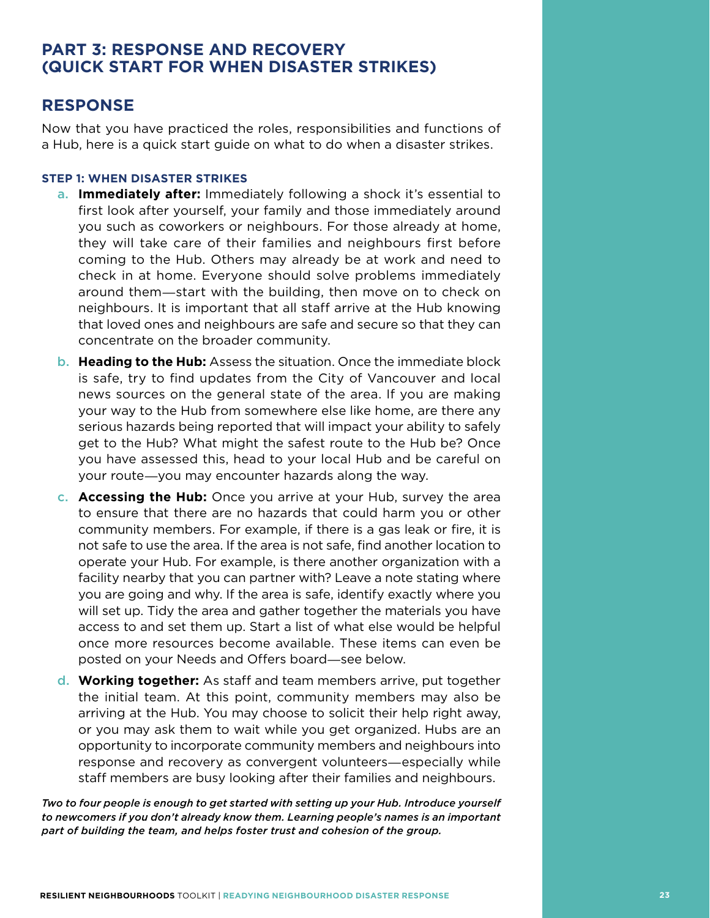## PART 3: RESPONSE AND RECOVERY (QUICK START FOR WHEN DISASTER STRIKES)

## RESPONSE

Now that you have practiced the roles, responsibilities and functions of a Hub, here is a quick start guide on what to do when a disaster strikes.

#### STEP 1: WHEN DISASTER STRIKES

a. **Immediately after:** Immediately following a shock it's essential to first look after yourself, your family and those immediately around you such as coworkers or neighbours. For those already at home, they will take care of their families and neighbours first before coming to the Hub. Others may already be at work and need to check in at home. Everyone should solve problems immediately around them—start with the building, then move on to check on neighbours. It is important that all staff arrive at the Hub knowing that loved ones and neighbours are safe and secure so that they can concentrate on the broader community.

b. **Heading to the Hub:** Assess the situation. Once the immediate block is safe, try to find updates from the City of Vancouver and local news sources on the general state of the area. If you are making your way to the Hub from somewhere else like home, are there any serious hazards being reported that will impact your ability to safely get to the Hub? What might the safest route to the Hub be? Once you have assessed this, head to your local Hub and be careful on your route—you may encounter hazards along the way.

c. **Accessing the Hub:** Once you arrive at your Hub, survey the area to ensure that there are no hazards that could harm you or other community members. For example, if there is a gas leak or fire, it is not safe to use the area. If the area is not safe, find another location to operate your Hub. For example, is there another organization with a facility nearby that you can partner with? Leave a note stating where you are going and why. If the area is safe, identify exactly where you will set up. Tidy the area and gather together the materials you have access to and set them up. Start a list of what else would be helpful once more resources become available. These items can even be posted on your Needs and Offers board—see below.

d. **Working together:** As staff and team members arrive, put together the initial team. At this point, community members may also be arriving at the Hub. You may choose to solicit their help right away, or you may ask them to wait while you get organized. Hubs are an opportunity to incorporate community members and neighbours into response and recovery as convergent volunteers—especially while staff members are busy looking after their families and neighbours.

***Two to four people is enough to get started with setting up your Hub. Introduce yourself to newcomers if you don't already know them. Learning people's names is an important part of building the team, and helps foster trust and cohesion of the group.***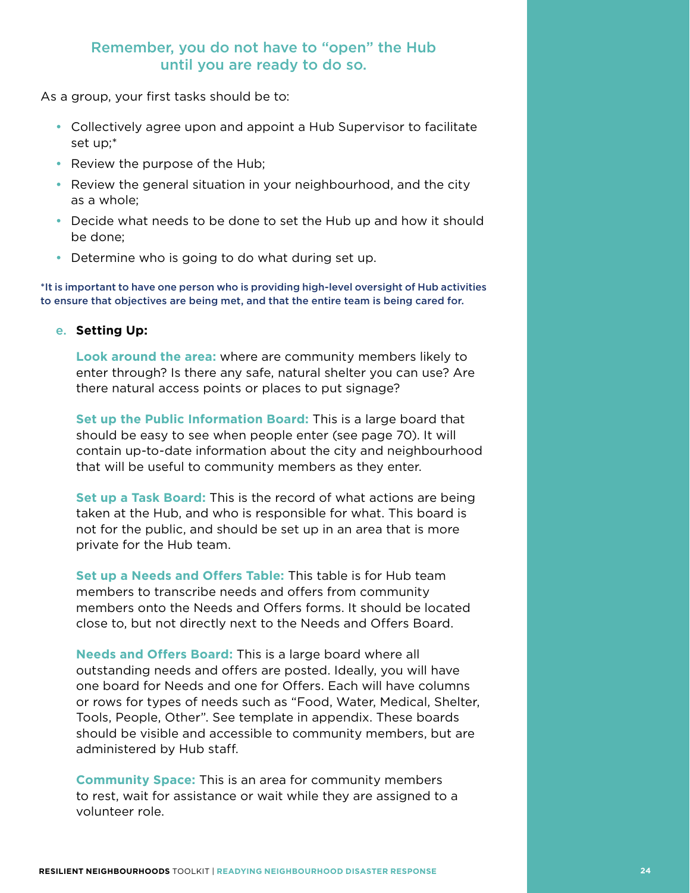**Remember, you do not have to "open" the Hub until you are ready to do so.**

As a group, your first tasks should be to:

- Collectively agree upon and appoint a Hub Supervisor to facilitate set up;*
- Review the purpose of the Hub;
- Review the general situation in your neighbourhood, and the city as a whole;
- Decide what needs to be done to set the Hub up and how it should be done;
- Determine who is going to do what during set up.

**\*It is important to have one person who is providing high-level oversight of Hub activities to ensure that objectives are being met, and that the entire team is being cared for.**

e. **Setting Up:**

**Look around the area:** where are community members likely to enter through? Is there any safe, natural shelter you can use? Are there natural access points or places to put signage?

**Set up the Public Information Board:** This is a large board that should be easy to see when people enter (see page 70). It will contain up-to-date information about the city and neighbourhood that will be useful to community members as they enter.

**Set up a Task Board:** This is the record of what actions are being taken at the Hub, and who is responsible for what. This board is not for the public, and should be set up in an area that is more private for the Hub team.

**Set up a Needs and Offers Table:** This table is for Hub team members to transcribe needs and offers from community members onto the Needs and Offers forms. It should be located close to, but not directly next to the Needs and Offers Board.

**Needs and Offers Board:** This is a large board where all outstanding needs and offers are posted. Ideally, you will have one board for Needs and one for Offers. Each will have columns or rows for types of needs such as "Food, Water, Medical, Shelter, Tools, People, Other". See template in appendix. These boards should be visible and accessible to community members, but are administered by Hub staff.

**Community Space:** This is an area for community members to rest, wait for assistance or wait while they are assigned to a volunteer role.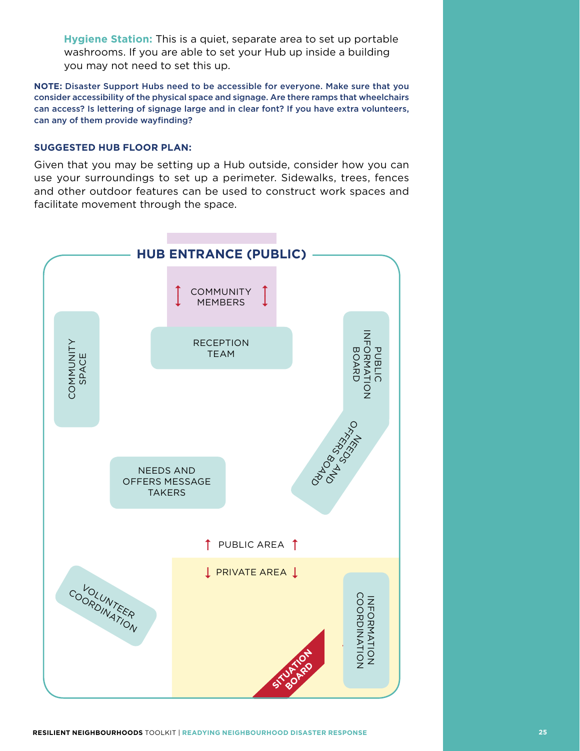**Hygiene Station:** This is a quiet, separate area to set up portable washrooms. If you are able to set your Hub up inside a building you may not need to set this up.

**NOTE: Disaster Support Hubs need to be accessible for everyone. Make sure that you consider accessibility of the physical space and signage. Are there ramps that wheelchairs can access? Is lettering of signage large and in clear font? If you have extra volunteers, can any of them provide wayfinding?**

### SUGGESTED HUB FLOOR PLAN:

Given that you may be setting up a Hub outside, consider how you can use your surroundings to set up a perimeter. Sidewalks, trees, fences and other outdoor features can be used to construct work spaces and facilitate movement through the space.

HUB ENTRANCE (PUBLIC)

COMMUNITY MEMBERS

RECEPTION TEAM

COMMUNITY SPACE

PUBLIC INFORMATION BOARD

NEEDS AND OFFERS BOARD

NEEDS AND OFFERS MESSAGE TAKERS

PUBLIC AREA

PRIVATE AREA

VOLUNTEER COORDINATION

INFORMATION COORDINATION

SITUATION BOARD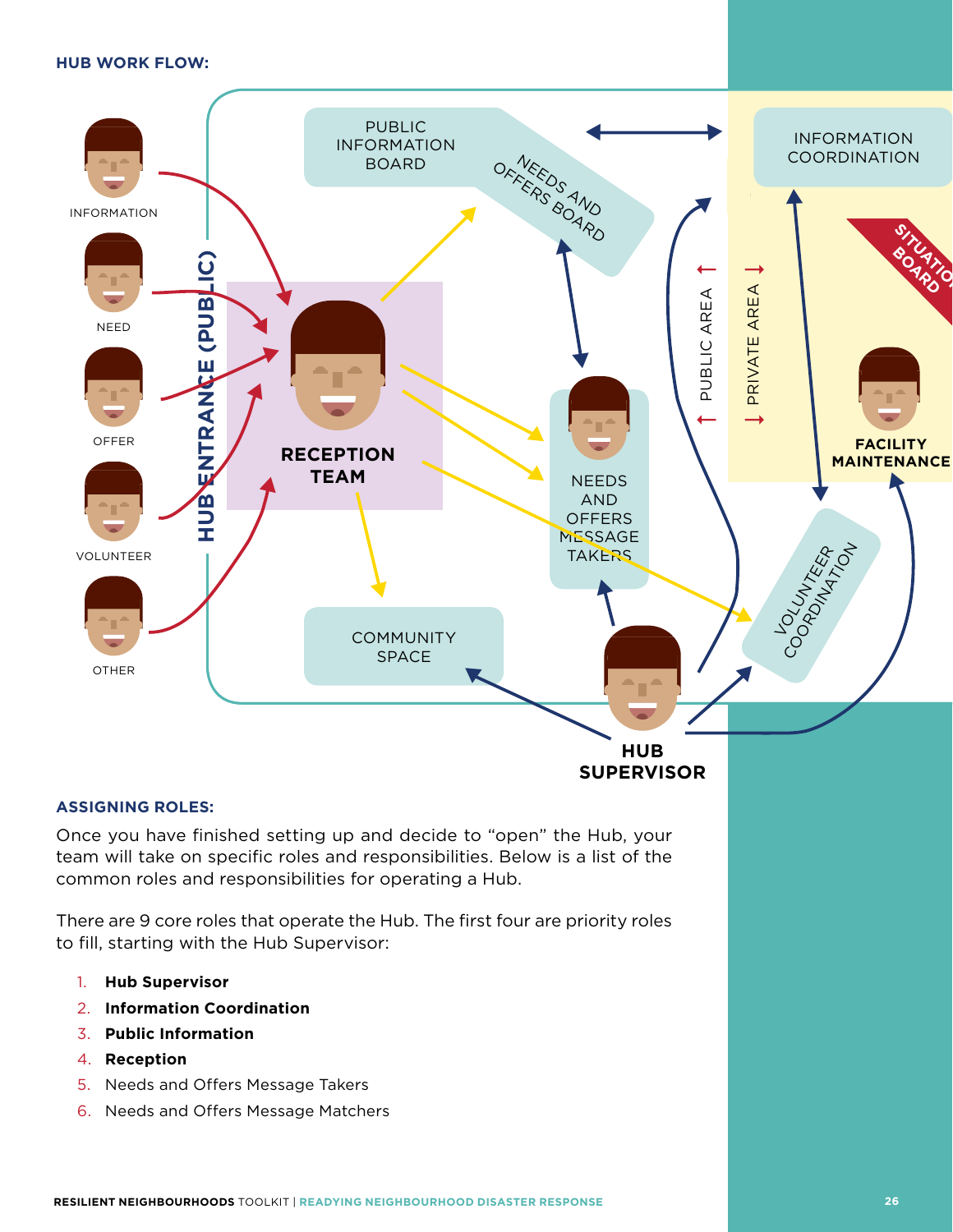**HUB WORK FLOW:**

INFORMATION

NEED

OFFER

VOLUNTEER

OTHER

HUB ENTRANCE (PUBLIC)

PUBLIC INFORMATION BOARD

NEEDS AND OFFERS BOARD

INFORMATION COORDINATION

SITUATION BOARD

RECEPTION TEAM

NEEDS AND OFFERS MESSAGE TAKERS

PUBLIC AREA

PRIVATE AREA

FACILITY MAINTENANCE

VOLUNTEER COORDINATION

COMMUNITY SPACE

HUB SUPERVISOR

## ASSIGNING ROLES:

Once you have finished setting up and decide to “open” the Hub, your team will take on specific roles and responsibilities. Below is a list of the common roles and responsibilities for operating a Hub.

There are 9 core roles that operate the Hub. The first four are priority roles to fill, starting with the Hub Supervisor:

1. **Hub Supervisor**
2. **Information Coordination**
3. **Public Information**
4. **Reception**
5. Needs and Offers Message Takers
6. Needs and Offers Message Matchers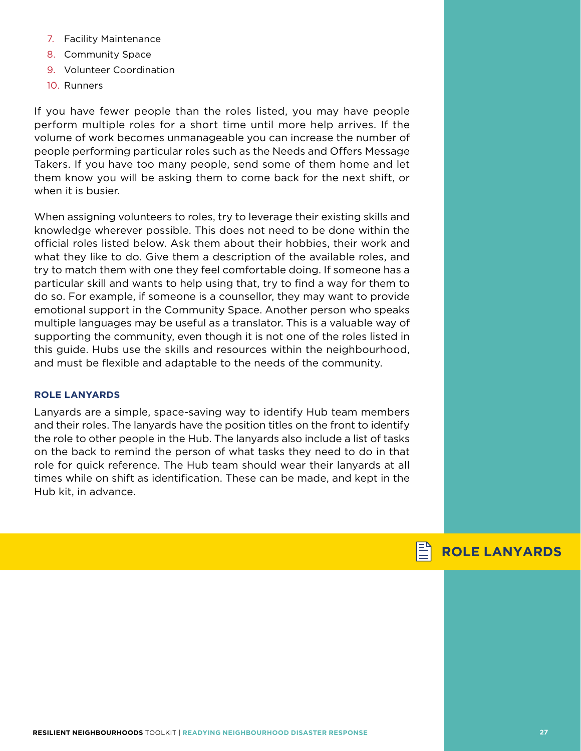7. Facility Maintenance
8. Community Space
9. Volunteer Coordination
10. Runners

If you have fewer people than the roles listed, you may have people perform multiple roles for a short time until more help arrives. If the volume of work becomes unmanageable you can increase the number of people performing particular roles such as the Needs and Offers Message Takers. If you have too many people, send some of them home and let them know you will be asking them to come back for the next shift, or when it is busier.

When assigning volunteers to roles, try to leverage their existing skills and knowledge wherever possible. This does not need to be done within the official roles listed below. Ask them about their hobbies, their work and what they like to do. Give them a description of the available roles, and try to match them with one they feel comfortable doing. If someone has a particular skill and wants to help using that, try to find a way for them to do so. For example, if someone is a counsellor, they may want to provide emotional support in the Community Space. Another person who speaks multiple languages may be useful as a translator. This is a valuable way of supporting the community, even though it is not one of the roles listed in this guide. Hubs use the skills and resources within the neighbourhood, and must be flexible and adaptable to the needs of the community.

### ROLE LANYARDS

Lanyards are a simple, space-saving way to identify Hub team members and their roles. The lanyards have the position titles on the front to identify the role to other people in the Hub. The lanyards also include a list of tasks on the back to remind the person of what tasks they need to do in that role for quick reference. The Hub team should wear their lanyards at all times while on shift as identification. These can be made, and kept in the Hub kit, in advance.

**ROLE LANYARDS**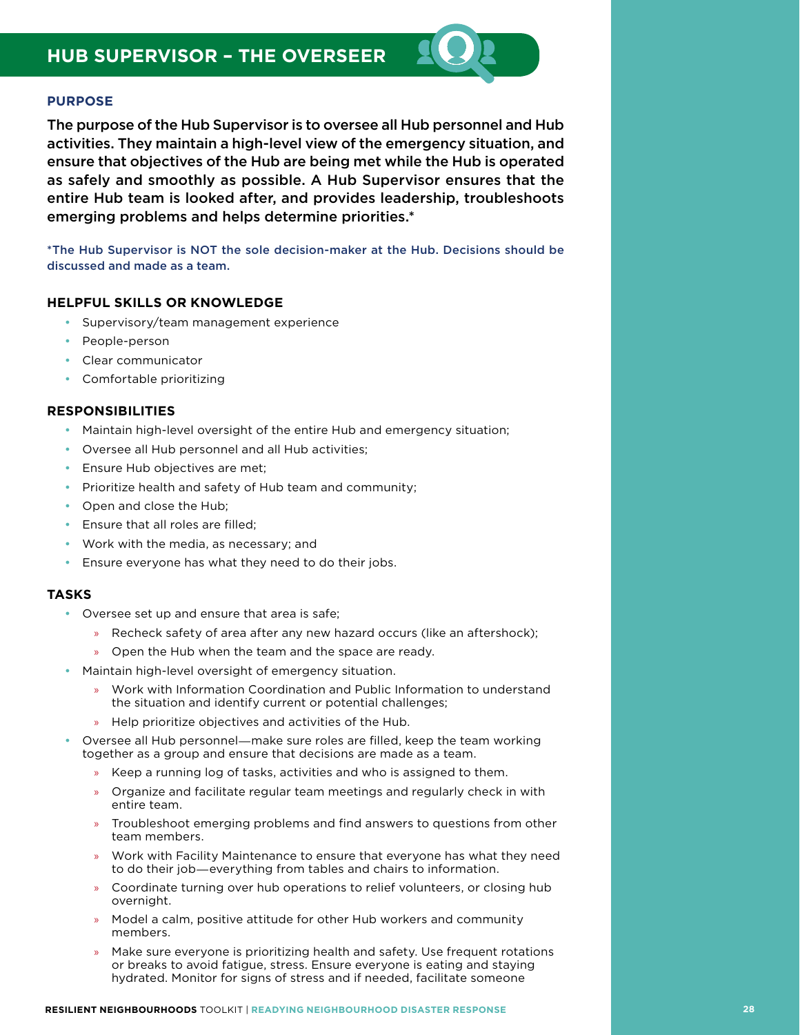# HUB SUPERVISOR – THE OVERSEER

## PURPOSE

**The purpose of the Hub Supervisor is to oversee all Hub personnel and Hub activities. They maintain a high-level view of the emergency situation, and ensure that objectives of the Hub are being met while the Hub is operated as safely and smoothly as possible. A Hub Supervisor ensures that the entire Hub team is looked after, and provides leadership, troubleshoots emerging problems and helps determine priorities.***

*The Hub Supervisor is NOT the sole decision-maker at the Hub. Decisions should be discussed and made as a team.

## HELPFUL SKILLS OR KNOWLEDGE

- Supervisory/team management experience
- People-person
- Clear communicator
- Comfortable prioritizing

## RESPONSIBILITIES

- Maintain high-level oversight of the entire Hub and emergency situation;
- Oversee all Hub personnel and all Hub activities;
- Ensure Hub objectives are met;
- Prioritize health and safety of Hub team and community;
- Open and close the Hub;
- Ensure that all roles are filled;
- Work with the media, as necessary; and
- Ensure everyone has what they need to do their jobs.

## TASKS

- Oversee set up and ensure that area is safe;
  - Recheck safety of area after any new hazard occurs (like an aftershock);
  - Open the Hub when the team and the space are ready.
- Maintain high-level oversight of emergency situation.
  - Work with Information Coordination and Public Information to understand the situation and identify current or potential challenges;
  - Help prioritize objectives and activities of the Hub.
- Oversee all Hub personnel—make sure roles are filled, keep the team working together as a group and ensure that decisions are made as a team.
  - Keep a running log of tasks, activities and who is assigned to them.
  - Organize and facilitate regular team meetings and regularly check in with entire team.
  - Troubleshoot emerging problems and find answers to questions from other team members.
  - Work with Facility Maintenance to ensure that everyone has what they need to do their job—everything from tables and chairs to information.
  - Coordinate turning over hub operations to relief volunteers, or closing hub overnight.
  - Model a calm, positive attitude for other Hub workers and community members.
  - Make sure everyone is prioritizing health and safety. Use frequent rotations or breaks to avoid fatigue, stress. Ensure everyone is eating and staying hydrated. Monitor for signs of stress and if needed, facilitate someone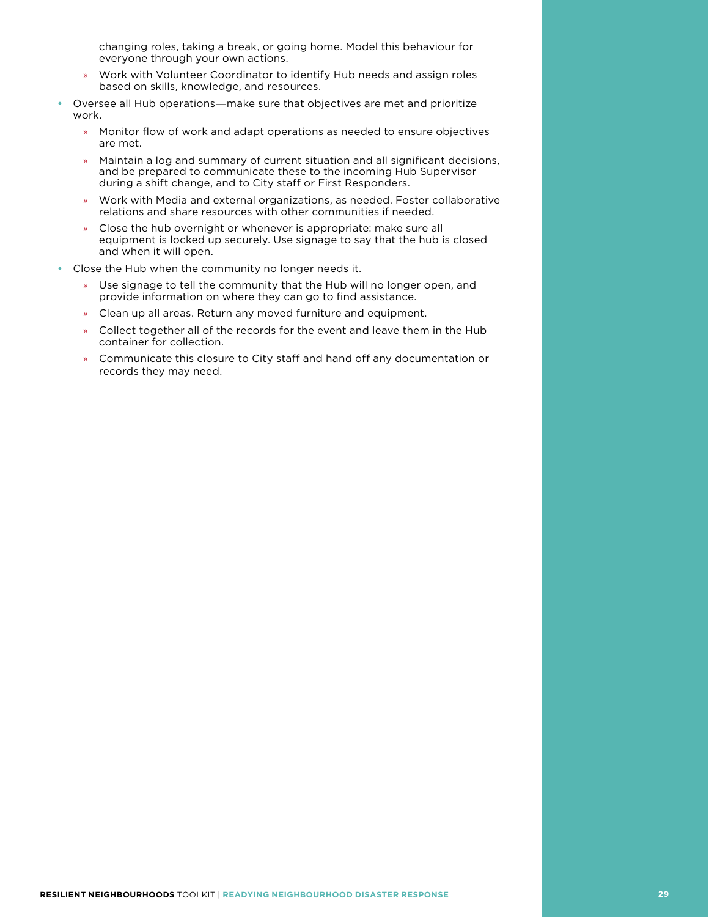changing roles, taking a break, or going home. Model this behaviour for everyone through your own actions.

    - Work with Volunteer Coordinator to identify Hub needs and assign roles based on skills, knowledge, and resources.

- Oversee all Hub operations—make sure that objectives are met and prioritize work.
    - Monitor flow of work and adapt operations as needed to ensure objectives are met.
    - Maintain a log and summary of current situation and all significant decisions, and be prepared to communicate these to the incoming Hub Supervisor during a shift change, and to City staff or First Responders.
    - Work with Media and external organizations, as needed. Foster collaborative relations and share resources with other communities if needed.
    - Close the hub overnight or whenever is appropriate: make sure all equipment is locked up securely. Use signage to say that the hub is closed and when it will open.
- Close the Hub when the community no longer needs it.
    - Use signage to tell the community that the Hub will no longer open, and provide information on where they can go to find assistance.
    - Clean up all areas. Return any moved furniture and equipment.
    - Collect together all of the records for the event and leave them in the Hub container for collection.
    - Communicate this closure to City staff and hand off any documentation or records they may need.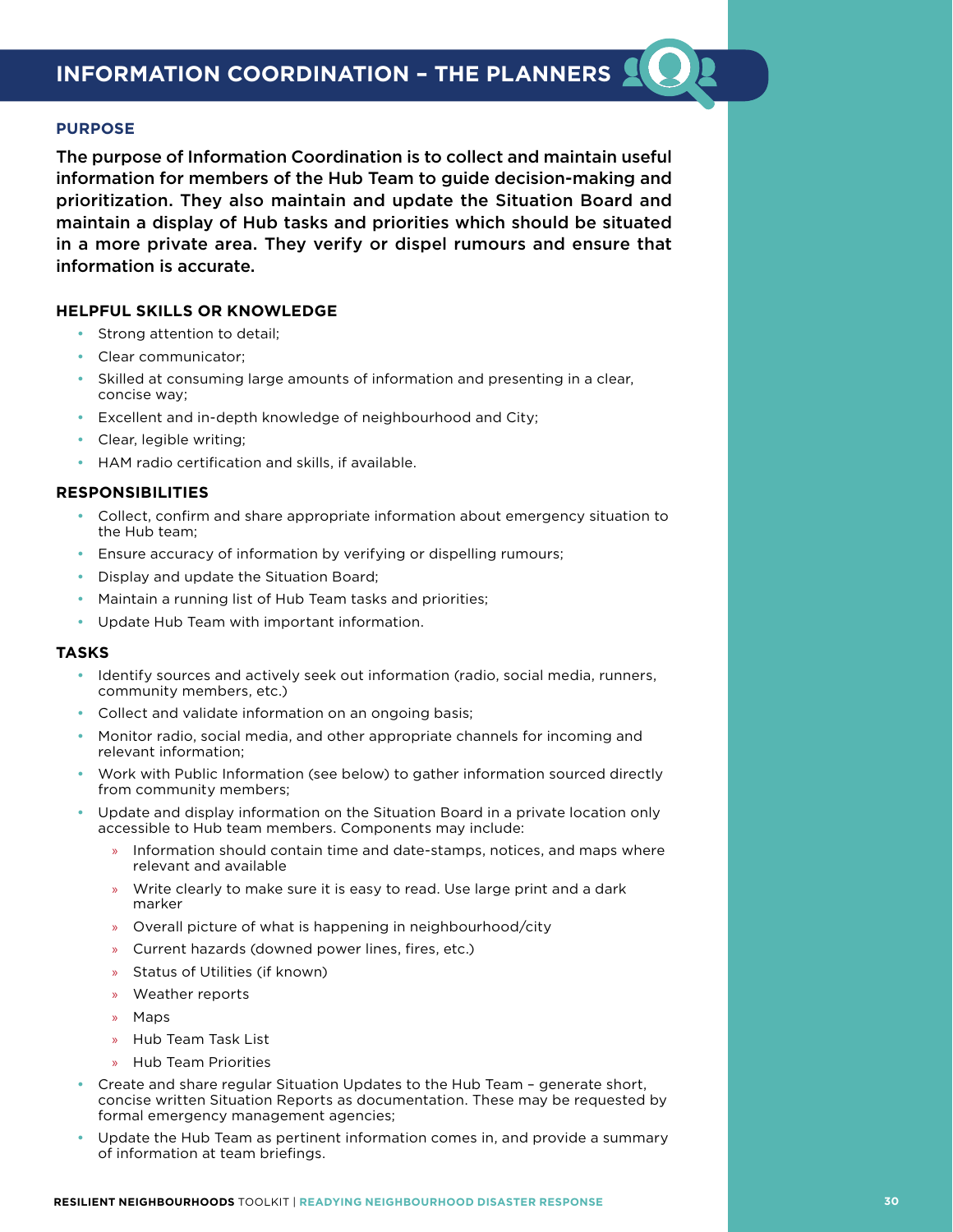# INFORMATION COORDINATION – THE PLANNERS

## PURPOSE

**The purpose of Information Coordination is to collect and maintain useful information for members of the Hub Team to guide decision-making and prioritization. They also maintain and update the Situation Board and maintain a display of Hub tasks and priorities which should be situated in a more private area. They verify or dispel rumours and ensure that information is accurate.**

### HELPFUL SKILLS OR KNOWLEDGE

- Strong attention to detail;
- Clear communicator;
- Skilled at consuming large amounts of information and presenting in a clear, concise way;
- Excellent and in-depth knowledge of neighbourhood and City;
- Clear, legible writing;
- HAM radio certification and skills, if available.

### RESPONSIBILITIES

- Collect, confirm and share appropriate information about emergency situation to the Hub team;
- Ensure accuracy of information by verifying or dispelling rumours;
- Display and update the Situation Board;
- Maintain a running list of Hub Team tasks and priorities;
- Update Hub Team with important information.

### TASKS

- Identify sources and actively seek out information (radio, social media, runners, community members, etc.)
- Collect and validate information on an ongoing basis;
- Monitor radio, social media, and other appropriate channels for incoming and relevant information;
- Work with Public Information (see below) to gather information sourced directly from community members;
- Update and display information on the Situation Board in a private location only accessible to Hub team members. Components may include:
  - Information should contain time and date-stamps, notices, and maps where relevant and available
  - Write clearly to make sure it is easy to read. Use large print and a dark marker
  - Overall picture of what is happening in neighbourhood/city
  - Current hazards (downed power lines, fires, etc.)
  - Status of Utilities (if known)
  - Weather reports
  - Maps
  - Hub Team Task List
  - Hub Team Priorities
- Create and share regular Situation Updates to the Hub Team – generate short, concise written Situation Reports as documentation. These may be requested by formal emergency management agencies;
- Update the Hub Team as pertinent information comes in, and provide a summary of information at team briefings.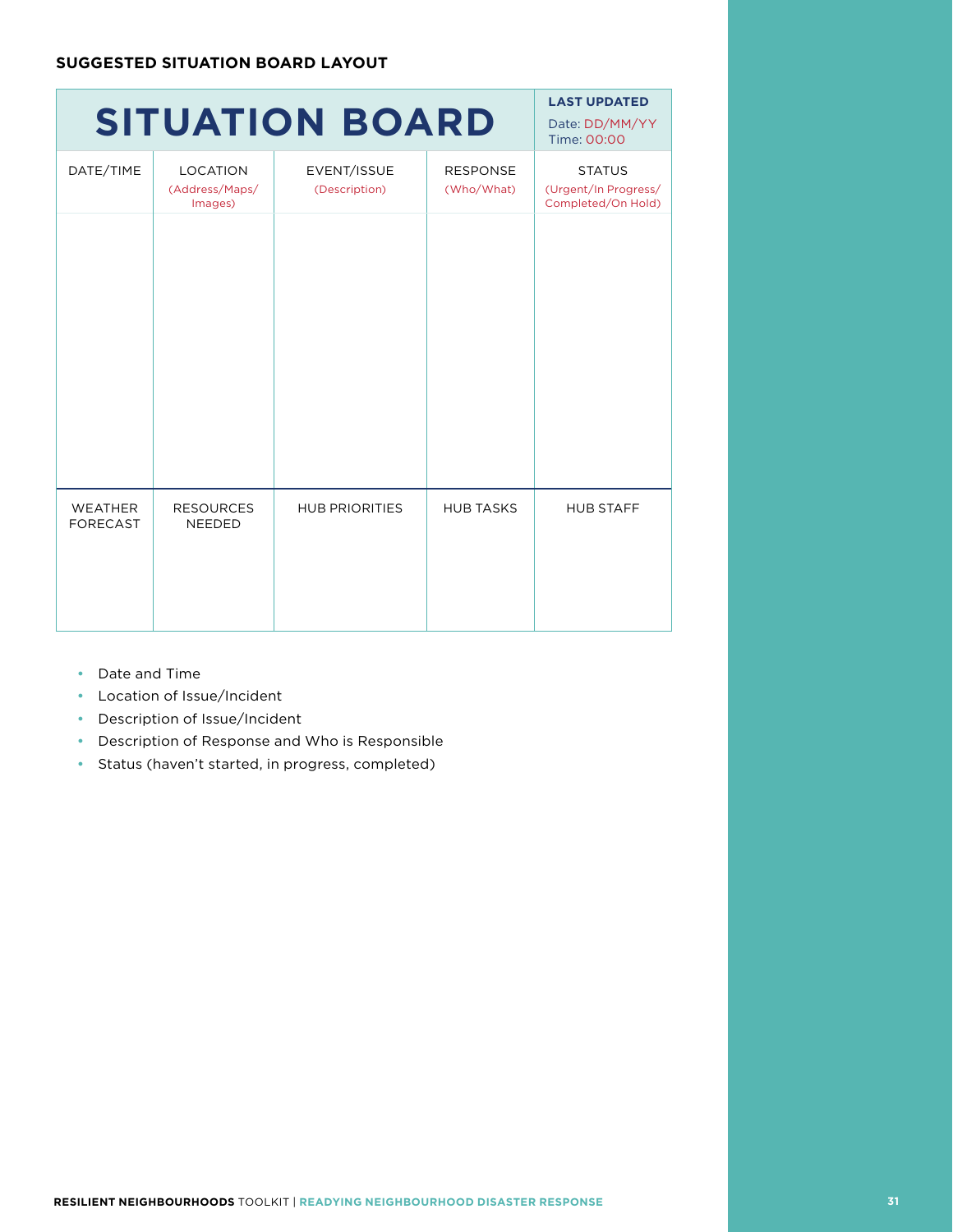**SUGGESTED SITUATION BOARD LAYOUT**

| SITUATION BOARD | | | | LAST UPDATED<br>Date: DD/MM/YY<br>Time: 00:00 |
|---|---|---|---|---|
| DATE/TIME | LOCATION<br>(Address/Maps/Images) | EVENT/ISSUE<br>(Description) | RESPONSE<br>(Who/What) | STATUS<br>(Urgent/In Progress/Completed/On Hold) |
| | | | | |
| WEATHER FORECAST | RESOURCES NEEDED | HUB PRIORITIES | HUB TASKS | HUB STAFF |
| | | | | |

- Date and Time
- Location of Issue/Incident
- Description of Issue/Incident
- Description of Response and Who is Responsible
- Status (haven't started, in progress, completed)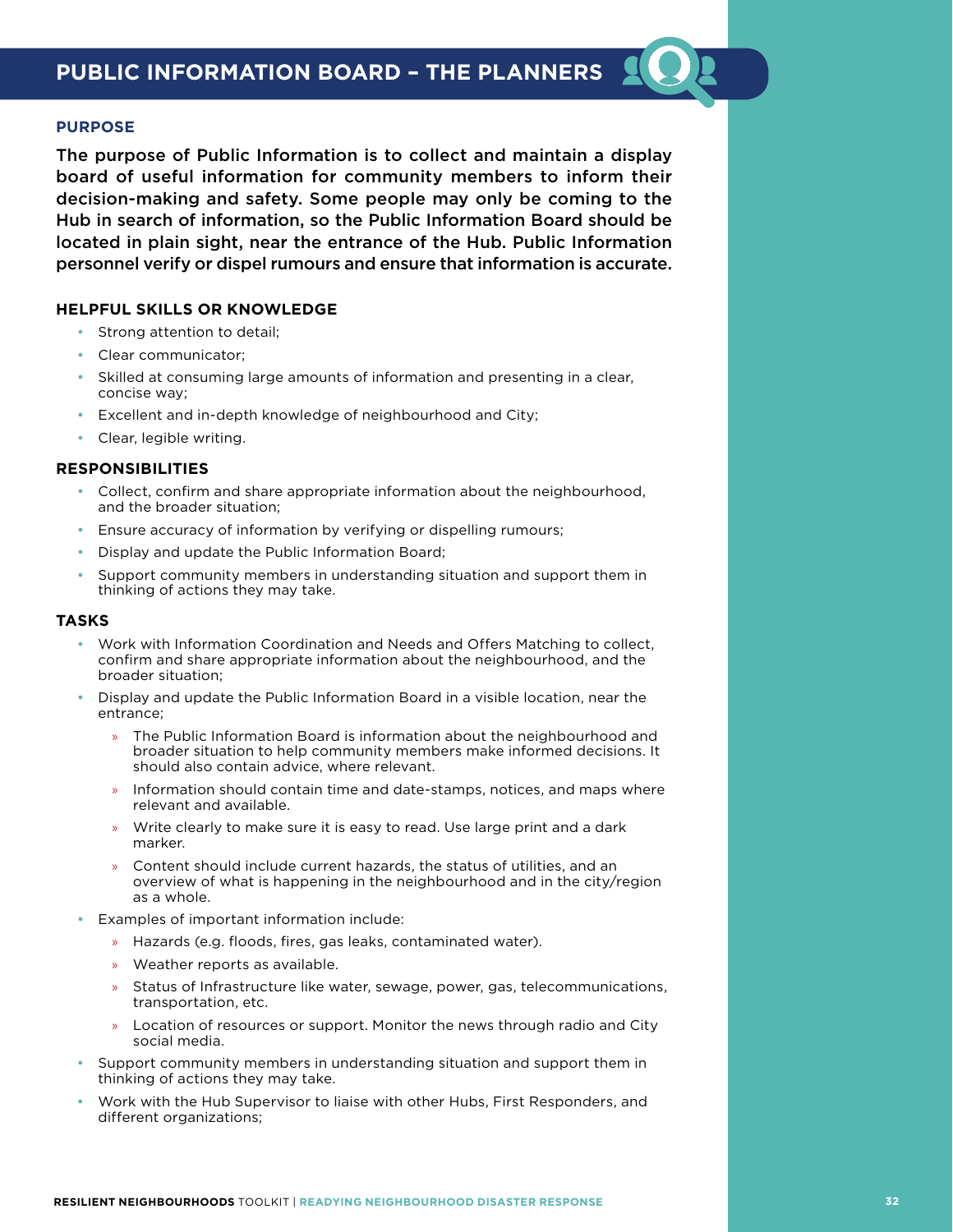# PUBLIC INFORMATION BOARD – THE PLANNERS

## PURPOSE

**The purpose of Public Information is to collect and maintain a display board of useful information for community members to inform their decision-making and safety. Some people may only be coming to the Hub in search of information, so the Public Information Board should be located in plain sight, near the entrance of the Hub. Public Information personnel verify or dispel rumours and ensure that information is accurate.**

### HELPFUL SKILLS OR KNOWLEDGE

- Strong attention to detail;
- Clear communicator;
- Skilled at consuming large amounts of information and presenting in a clear, concise way;
- Excellent and in-depth knowledge of neighbourhood and City;
- Clear, legible writing.

### RESPONSIBILITIES

- Collect, confirm and share appropriate information about the neighbourhood, and the broader situation;
- Ensure accuracy of information by verifying or dispelling rumours;
- Display and update the Public Information Board;
- Support community members in understanding situation and support them in thinking of actions they may take.

### TASKS

- Work with Information Coordination and Needs and Offers Matching to collect, confirm and share appropriate information about the neighbourhood, and the broader situation;
- Display and update the Public Information Board in a visible location, near the entrance;
  - The Public Information Board is information about the neighbourhood and broader situation to help community members make informed decisions. It should also contain advice, where relevant.
  - Information should contain time and date-stamps, notices, and maps where relevant and available.
  - Write clearly to make sure it is easy to read. Use large print and a dark marker.
  - Content should include current hazards, the status of utilities, and an overview of what is happening in the neighbourhood and in the city/region as a whole.
- Examples of important information include:
  - Hazards (e.g. floods, fires, gas leaks, contaminated water).
  - Weather reports as available.
  - Status of Infrastructure like water, sewage, power, gas, telecommunications, transportation, etc.
  - Location of resources or support. Monitor the news through radio and City social media.
- Support community members in understanding situation and support them in thinking of actions they may take.
- Work with the Hub Supervisor to liaise with other Hubs, First Responders, and different organizations;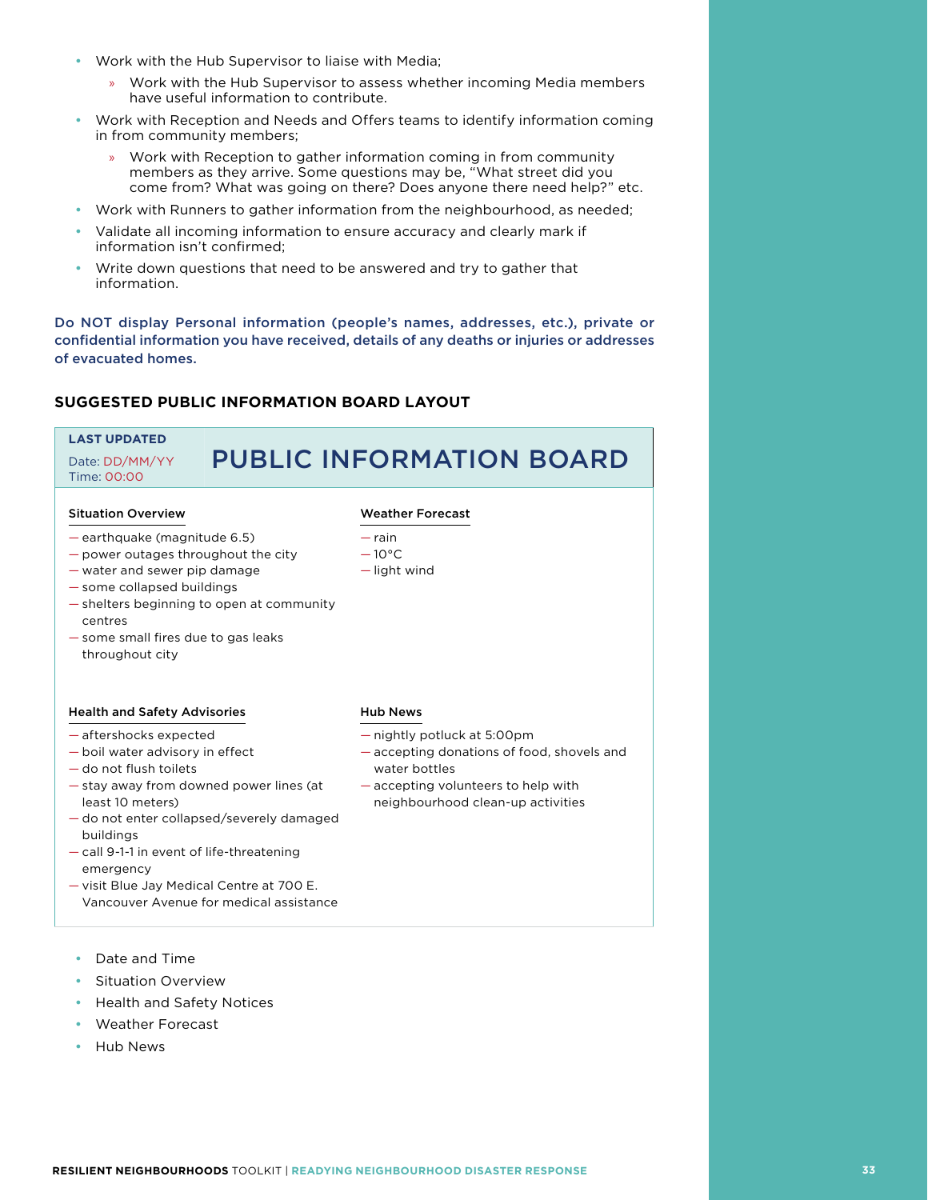- Work with the Hub Supervisor to liaise with Media;
  - Work with the Hub Supervisor to assess whether incoming Media members have useful information to contribute.
- Work with Reception and Needs and Offers teams to identify information coming in from community members;
  - Work with Reception to gather information coming in from community members as they arrive. Some questions may be, "What street did you come from? What was going on there? Does anyone there need help?" etc.
- Work with Runners to gather information from the neighbourhood, as needed;
- Validate all incoming information to ensure accuracy and clearly mark if information isn't confirmed;
- Write down questions that need to be answered and try to gather that information.

**Do NOT display Personal information (people's names, addresses, etc.), private or confidential information you have received, details of any deaths or injuries or addresses of evacuated homes.**

## SUGGESTED PUBLIC INFORMATION BOARD LAYOUT

**LAST UPDATED**
Date: DD/MM/YY
Time: 00:00

### PUBLIC INFORMATION BOARD

**Situation Overview**

- earthquake (magnitude 6.5)
- power outages throughout the city
- water and sewer pip damage
- some collapsed buildings
- shelters beginning to open at community centres
- some small fires due to gas leaks throughout city

**Weather Forecast**

- rain
- 10°C
- light wind

**Health and Safety Advisories**

- aftershocks expected
- boil water advisory in effect
- do not flush toilets
- stay away from downed power lines (at least 10 meters)
- do not enter collapsed/severely damaged buildings
- call 9-1-1 in event of life-threatening emergency
- visit Blue Jay Medical Centre at 700 E. Vancouver Avenue for medical assistance

**Hub News**

- nightly potluck at 5:00pm
- accepting donations of food, shovels and water bottles
- accepting volunteers to help with neighbourhood clean-up activities

---

- Date and Time
- Situation Overview
- Health and Safety Notices
- Weather Forecast
- Hub News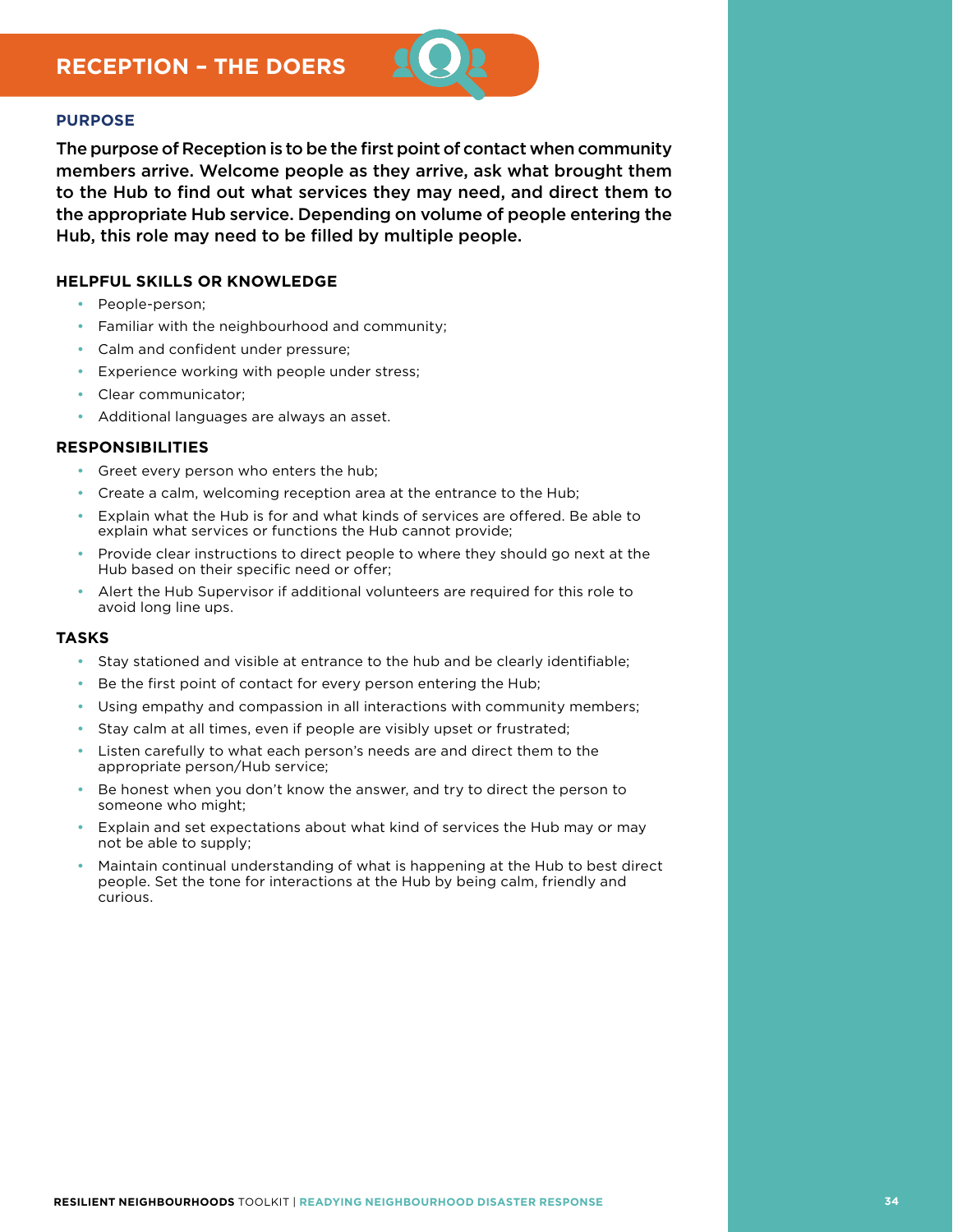# RECEPTION – THE DOERS

### PURPOSE

**The purpose of Reception is to be the first point of contact when community members arrive. Welcome people as they arrive, ask what brought them to the Hub to find out what services they may need, and direct them to the appropriate Hub service. Depending on volume of people entering the Hub, this role may need to be filled by multiple people.**

### HELPFUL SKILLS OR KNOWLEDGE

- People-person;
- Familiar with the neighbourhood and community;
- Calm and confident under pressure;
- Experience working with people under stress;
- Clear communicator;
- Additional languages are always an asset.

### RESPONSIBILITIES

- Greet every person who enters the hub;
- Create a calm, welcoming reception area at the entrance to the Hub;
- Explain what the Hub is for and what kinds of services are offered. Be able to explain what services or functions the Hub cannot provide;
- Provide clear instructions to direct people to where they should go next at the Hub based on their specific need or offer;
- Alert the Hub Supervisor if additional volunteers are required for this role to avoid long line ups.

### TASKS

- Stay stationed and visible at entrance to the hub and be clearly identifiable;
- Be the first point of contact for every person entering the Hub;
- Using empathy and compassion in all interactions with community members;
- Stay calm at all times, even if people are visibly upset or frustrated;
- Listen carefully to what each person's needs are and direct them to the appropriate person/Hub service;
- Be honest when you don't know the answer, and try to direct the person to someone who might;
- Explain and set expectations about what kind of services the Hub may or may not be able to supply;
- Maintain continual understanding of what is happening at the Hub to best direct people. Set the tone for interactions at the Hub by being calm, friendly and curious.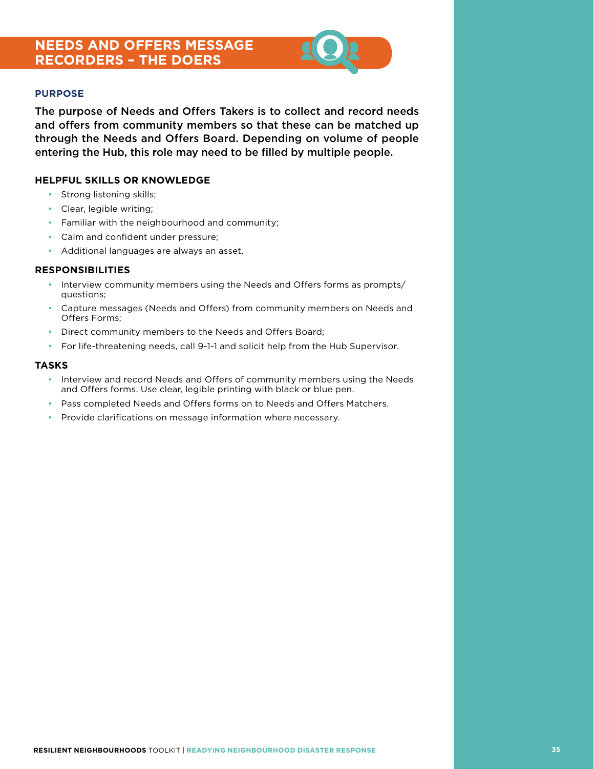# NEEDS AND OFFERS MESSAGE RECORDERS – THE DOERS

### PURPOSE

**The purpose of Needs and Offers Takers is to collect and record needs and offers from community members so that these can be matched up through the Needs and Offers Board. Depending on volume of people entering the Hub, this role may need to be filled by multiple people.**

### HELPFUL SKILLS OR KNOWLEDGE

- Strong listening skills;
- Clear, legible writing;
- Familiar with the neighbourhood and community;
- Calm and confident under pressure;
- Additional languages are always an asset.

### RESPONSIBILITIES

- Interview community members using the Needs and Offers forms as prompts/questions;
- Capture messages (Needs and Offers) from community members on Needs and Offers Forms;
- Direct community members to the Needs and Offers Board;
- For life-threatening needs, call 9-1-1 and solicit help from the Hub Supervisor.

### TASKS

- Interview and record Needs and Offers of community members using the Needs and Offers forms. Use clear, legible printing with black or blue pen.
- Pass completed Needs and Offers forms on to Needs and Offers Matchers.
- Provide clarifications on message information where necessary.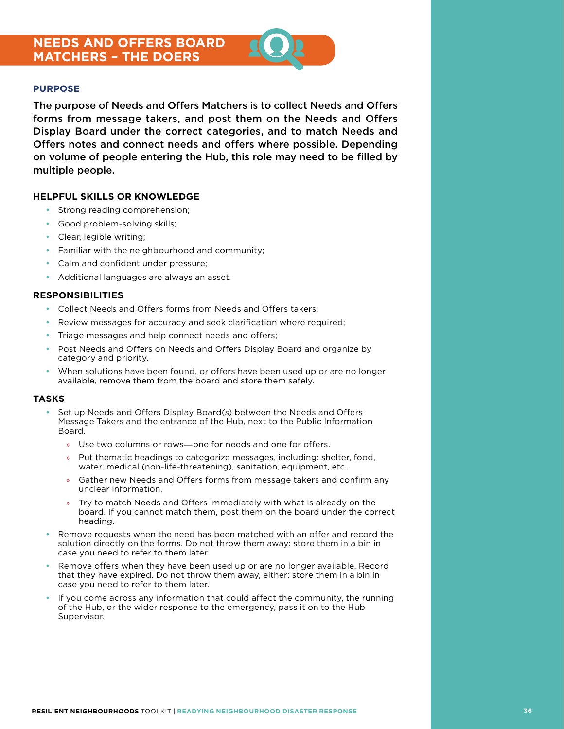# NEEDS AND OFFERS BOARD MATCHERS – THE DOERS

### PURPOSE

**The purpose of Needs and Offers Matchers is to collect Needs and Offers forms from message takers, and post them on the Needs and Offers Display Board under the correct categories, and to match Needs and Offers notes and connect needs and offers where possible. Depending on volume of people entering the Hub, this role may need to be filled by multiple people.**

### HELPFUL SKILLS OR KNOWLEDGE

- Strong reading comprehension;
- Good problem-solving skills;
- Clear, legible writing;
- Familiar with the neighbourhood and community;
- Calm and confident under pressure;
- Additional languages are always an asset.

### RESPONSIBILITIES

- Collect Needs and Offers forms from Needs and Offers takers;
- Review messages for accuracy and seek clarification where required;
- Triage messages and help connect needs and offers;
- Post Needs and Offers on Needs and Offers Display Board and organize by category and priority.
- When solutions have been found, or offers have been used up or are no longer available, remove them from the board and store them safely.

### TASKS

- Set up Needs and Offers Display Board(s) between the Needs and Offers Message Takers and the entrance of the Hub, next to the Public Information Board.
  - Use two columns or rows—one for needs and one for offers.
  - Put thematic headings to categorize messages, including: shelter, food, water, medical (non-life-threatening), sanitation, equipment, etc.
  - Gather new Needs and Offers forms from message takers and confirm any unclear information.
  - Try to match Needs and Offers immediately with what is already on the board. If you cannot match them, post them on the board under the correct heading.
- Remove requests when the need has been matched with an offer and record the solution directly on the forms. Do not throw them away: store them in a bin in case you need to refer to them later.
- Remove offers when they have been used up or are no longer available. Record that they have expired. Do not throw them away, either: store them in a bin in case you need to refer to them later.
- If you come across any information that could affect the community, the running of the Hub, or the wider response to the emergency, pass it on to the Hub Supervisor.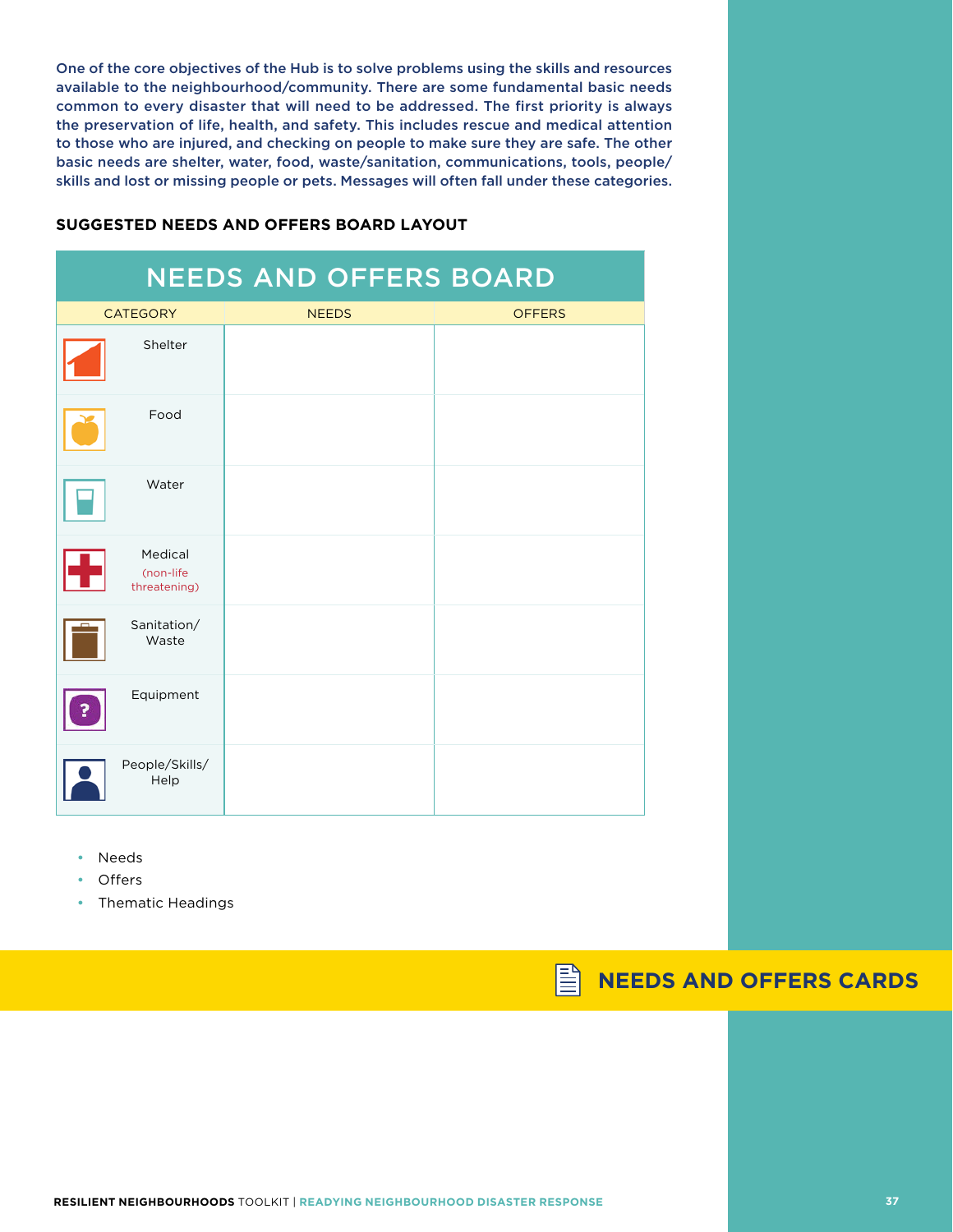One of the core objectives of the Hub is to solve problems using the skills and resources available to the neighbourhood/community. There are some fundamental basic needs common to every disaster that will need to be addressed. The first priority is always the preservation of life, health, and safety. This includes rescue and medical attention to those who are injured, and checking on people to make sure they are safe. The other basic needs are shelter, water, food, waste/sanitation, communications, tools, people/skills and lost or missing people or pets. Messages will often fall under these categories.

### SUGGESTED NEEDS AND OFFERS BOARD LAYOUT

| NEEDS AND OFFERS BOARD | | |
|---|---|---|
| CATEGORY | NEEDS | OFFERS |
| Shelter | | |
| Food | | |
| Water | | |
| Medical (non-life threatening) | | |
| Sanitation/ Waste | | |
| Equipment | | |
| People/Skills/ Help | | |

- Needs
- Offers
- Thematic Headings

## NEEDS AND OFFERS CARDS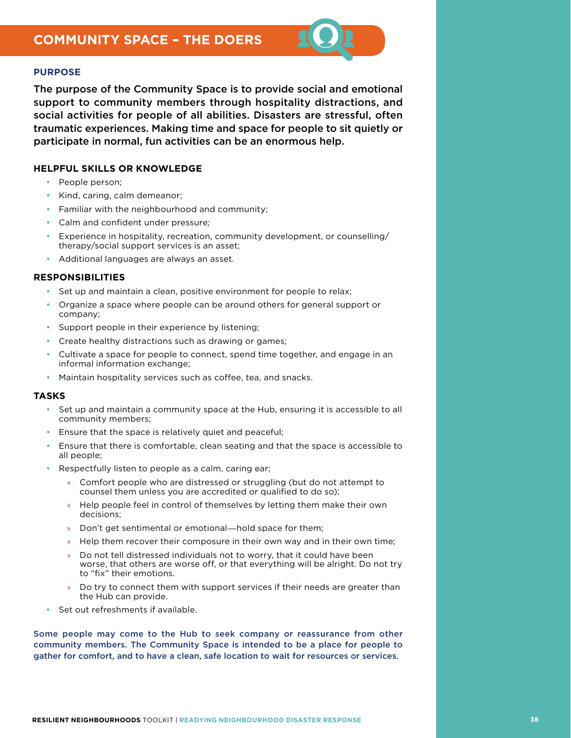# COMMUNITY SPACE – THE DOERS

## PURPOSE

**The purpose of the Community Space is to provide social and emotional support to community members through hospitality distractions, and social activities for people of all abilities. Disasters are stressful, often traumatic experiences. Making time and space for people to sit quietly or participate in normal, fun activities can be an enormous help.**

### HELPFUL SKILLS OR KNOWLEDGE

- People person;
- Kind, caring, calm demeanor;
- Familiar with the neighbourhood and community;
- Calm and confident under pressure;
- Experience in hospitality, recreation, community development, or counselling/ therapy/social support services is an asset;
- Additional languages are always an asset.

### RESPONSIBILITIES

- Set up and maintain a clean, positive environment for people to relax;
- Organize a space where people can be around others for general support or company;
- Support people in their experience by listening;
- Create healthy distractions such as drawing or games;
- Cultivate a space for people to connect, spend time together, and engage in an informal information exchange;
- Maintain hospitality services such as coffee, tea, and snacks.

### TASKS

- Set up and maintain a community space at the Hub, ensuring it is accessible to all community members;
- Ensure that the space is relatively quiet and peaceful;
- Ensure that there is comfortable, clean seating and that the space is accessible to all people;
- Respectfully listen to people as a calm, caring ear;
  - Comfort people who are distressed or struggling (but do not attempt to counsel them unless you are accredited or qualified to do so);
  - Help people feel in control of themselves by letting them make their own decisions;
  - Don't get sentimental or emotional—hold space for them;
  - Help them recover their composure in their own way and in their own time;
  - Do not tell distressed individuals not to worry, that it could have been worse, that others are worse off, or that everything will be alright. Do not try to "fix" their emotions.
  - Do try to connect them with support services if their needs are greater than the Hub can provide.
- Set out refreshments if available.

**Some people may come to the Hub to seek company or reassurance from other community members. The Community Space is intended to be a place for people to gather for comfort, and to have a clean, safe location to wait for resources or services.**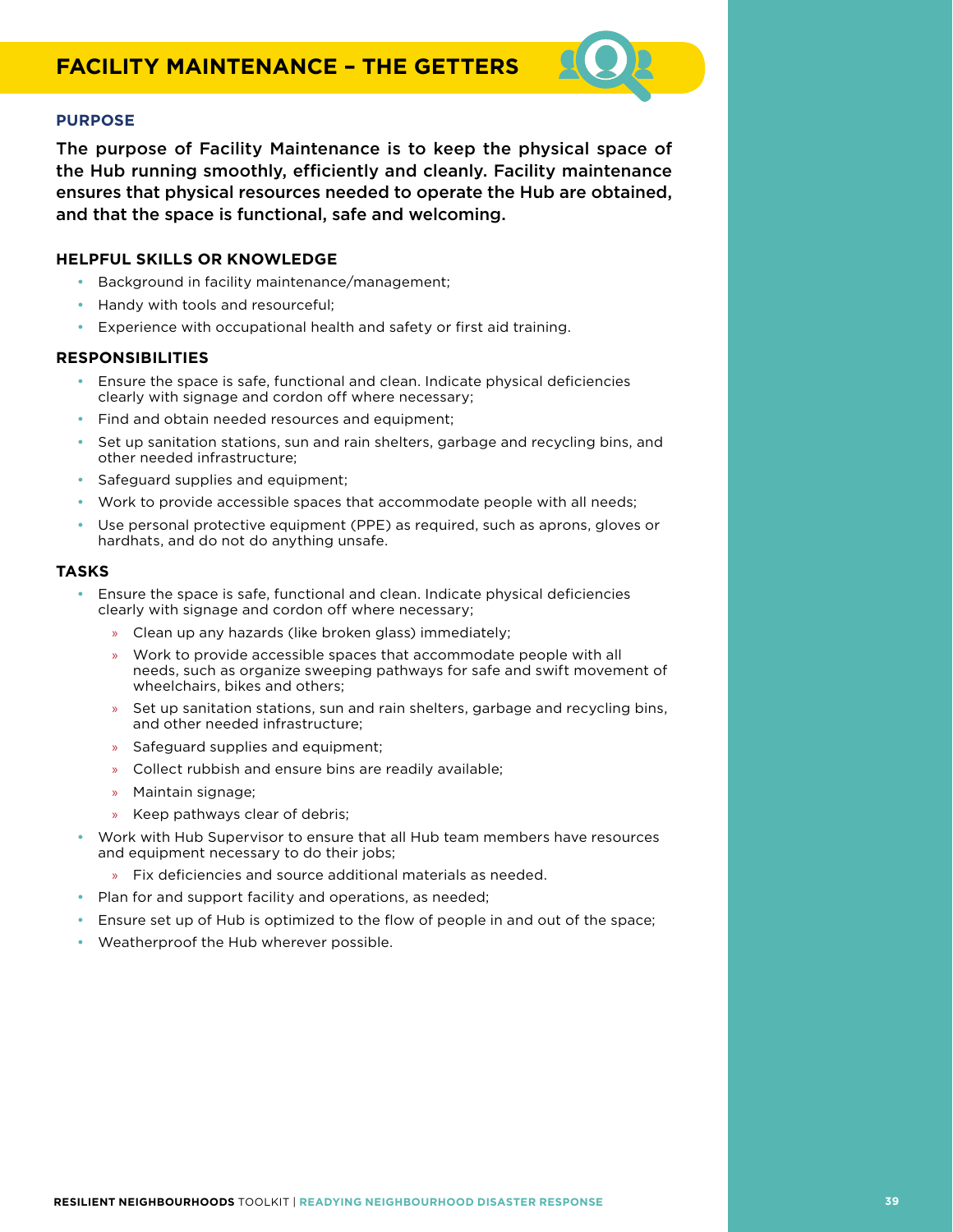# FACILITY MAINTENANCE – THE GETTERS

### PURPOSE

**The purpose of Facility Maintenance is to keep the physical space of the Hub running smoothly, efficiently and cleanly. Facility maintenance ensures that physical resources needed to operate the Hub are obtained, and that the space is functional, safe and welcoming.**

### HELPFUL SKILLS OR KNOWLEDGE

- Background in facility maintenance/management;
- Handy with tools and resourceful;
- Experience with occupational health and safety or first aid training.

### RESPONSIBILITIES

- Ensure the space is safe, functional and clean. Indicate physical deficiencies clearly with signage and cordon off where necessary;
- Find and obtain needed resources and equipment;
- Set up sanitation stations, sun and rain shelters, garbage and recycling bins, and other needed infrastructure;
- Safeguard supplies and equipment;
- Work to provide accessible spaces that accommodate people with all needs;
- Use personal protective equipment (PPE) as required, such as aprons, gloves or hardhats, and do not do anything unsafe.

### TASKS

- Ensure the space is safe, functional and clean. Indicate physical deficiencies clearly with signage and cordon off where necessary;
  - Clean up any hazards (like broken glass) immediately;
  - Work to provide accessible spaces that accommodate people with all needs, such as organize sweeping pathways for safe and swift movement of wheelchairs, bikes and others;
  - Set up sanitation stations, sun and rain shelters, garbage and recycling bins, and other needed infrastructure;
  - Safeguard supplies and equipment;
  - Collect rubbish and ensure bins are readily available;
  - Maintain signage;
  - Keep pathways clear of debris;
- Work with Hub Supervisor to ensure that all Hub team members have resources and equipment necessary to do their jobs;
  - Fix deficiencies and source additional materials as needed.
- Plan for and support facility and operations, as needed;
- Ensure set up of Hub is optimized to the flow of people in and out of the space;
- Weatherproof the Hub wherever possible.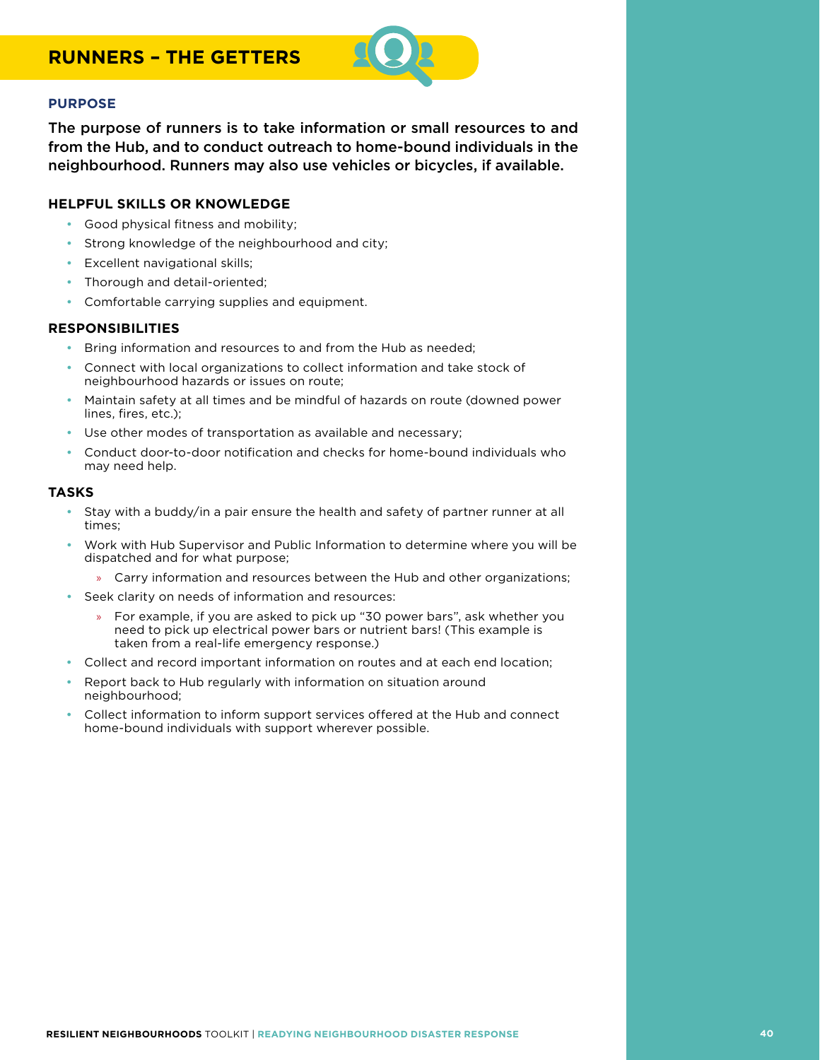# RUNNERS – THE GETTERS

### PURPOSE

**The purpose of runners is to take information or small resources to and from the Hub, and to conduct outreach to home-bound individuals in the neighbourhood. Runners may also use vehicles or bicycles, if available.**

### HELPFUL SKILLS OR KNOWLEDGE

- Good physical fitness and mobility;
- Strong knowledge of the neighbourhood and city;
- Excellent navigational skills;
- Thorough and detail-oriented;
- Comfortable carrying supplies and equipment.

### RESPONSIBILITIES

- Bring information and resources to and from the Hub as needed;
- Connect with local organizations to collect information and take stock of neighbourhood hazards or issues on route;
- Maintain safety at all times and be mindful of hazards on route (downed power lines, fires, etc.);
- Use other modes of transportation as available and necessary;
- Conduct door-to-door notification and checks for home-bound individuals who may need help.

### TASKS

- Stay with a buddy/in a pair ensure the health and safety of partner runner at all times;
- Work with Hub Supervisor and Public Information to determine where you will be dispatched and for what purpose;
  - Carry information and resources between the Hub and other organizations;
- Seek clarity on needs of information and resources:
  - For example, if you are asked to pick up "30 power bars", ask whether you need to pick up electrical power bars or nutrient bars! (This example is taken from a real-life emergency response.)
- Collect and record important information on routes and at each end location;
- Report back to Hub regularly with information on situation around neighbourhood;
- Collect information to inform support services offered at the Hub and connect home-bound individuals with support wherever possible.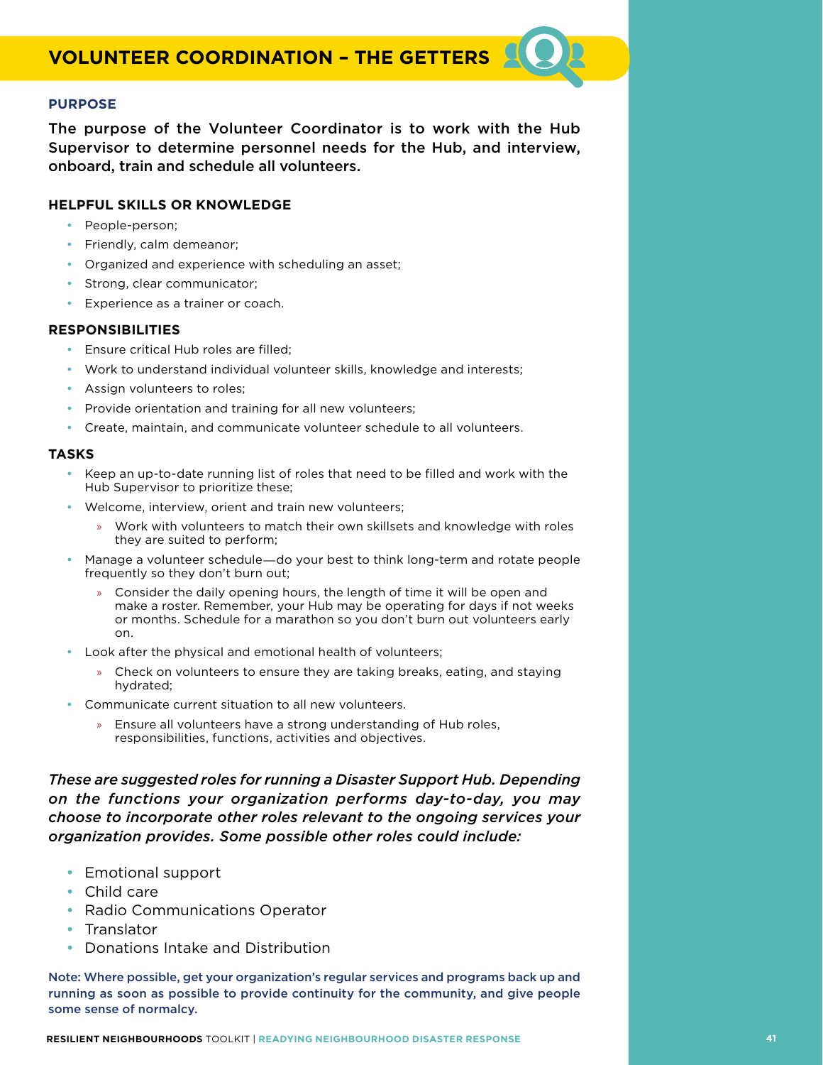# VOLUNTEER COORDINATION – THE GETTERS

### PURPOSE

**The purpose of the Volunteer Coordinator is to work with the Hub Supervisor to determine personnel needs for the Hub, and interview, onboard, train and schedule all volunteers.**

### HELPFUL SKILLS OR KNOWLEDGE

- People-person;
- Friendly, calm demeanor;
- Organized and experience with scheduling an asset;
- Strong, clear communicator;
- Experience as a trainer or coach.

### RESPONSIBILITIES

- Ensure critical Hub roles are filled;
- Work to understand individual volunteer skills, knowledge and interests;
- Assign volunteers to roles;
- Provide orientation and training for all new volunteers;
- Create, maintain, and communicate volunteer schedule to all volunteers.

### TASKS

- Keep an up-to-date running list of roles that need to be filled and work with the Hub Supervisor to prioritize these;
- Welcome, interview, orient and train new volunteers;
  - Work with volunteers to match their own skillsets and knowledge with roles they are suited to perform;
- Manage a volunteer schedule—do your best to think long-term and rotate people frequently so they don't burn out;
  - Consider the daily opening hours, the length of time it will be open and make a roster. Remember, your Hub may be operating for days if not weeks or months. Schedule for a marathon so you don't burn out volunteers early on.
- Look after the physical and emotional health of volunteers;
  - Check on volunteers to ensure they are taking breaks, eating, and staying hydrated;
- Communicate current situation to all new volunteers.
  - Ensure all volunteers have a strong understanding of Hub roles, responsibilities, functions, activities and objectives.

***These are suggested roles for running a Disaster Support Hub. Depending on the functions your organization performs day-to-day, you may choose to incorporate other roles relevant to the ongoing services your organization provides. Some possible other roles could include:***

- Emotional support
- Child care
- Radio Communications Operator
- Translator
- Donations Intake and Distribution

**Note: Where possible, get your organization's regular services and programs back up and running as soon as possible to provide continuity for the community, and give people some sense of normalcy.**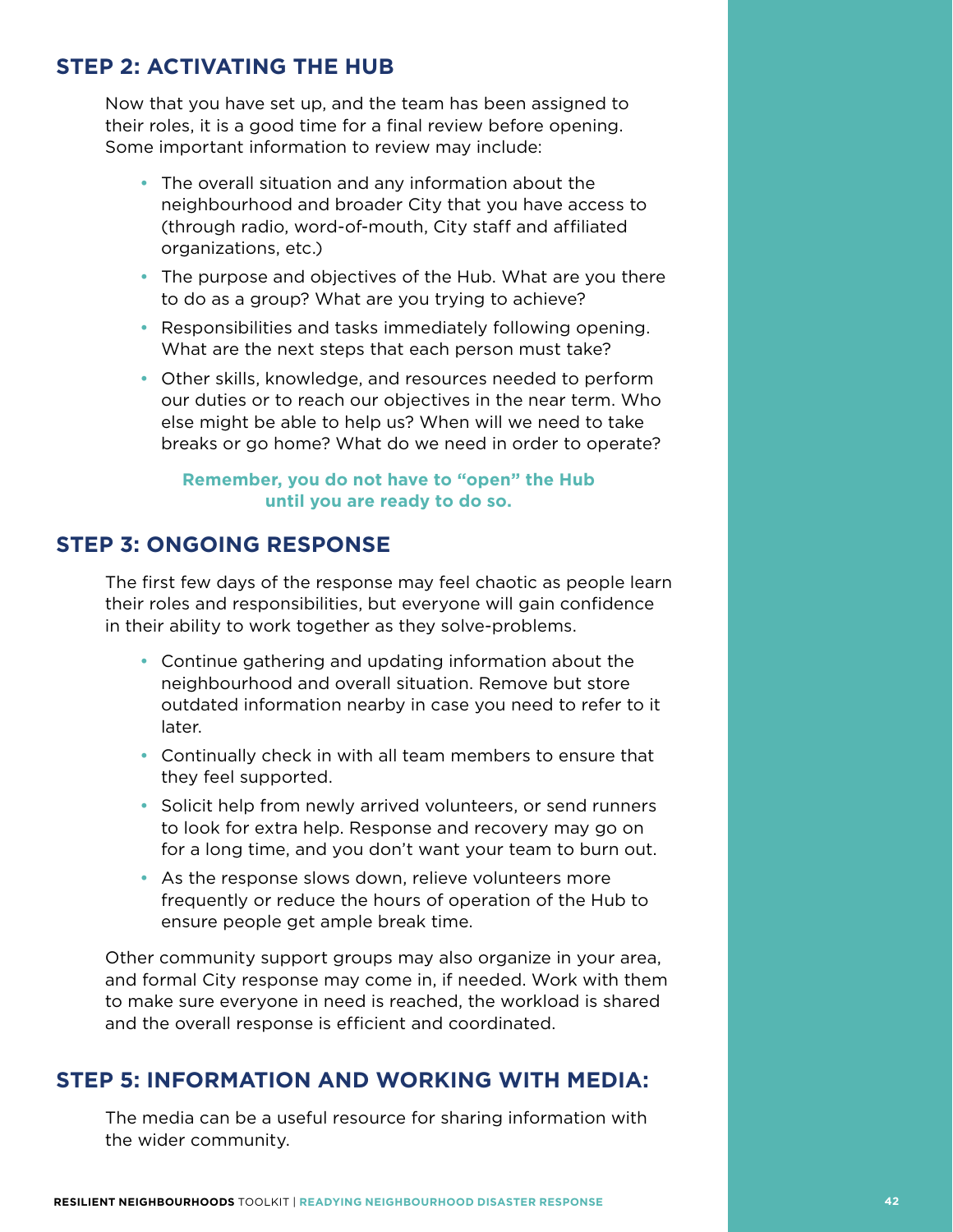## STEP 2: ACTIVATING THE HUB

Now that you have set up, and the team has been assigned to their roles, it is a good time for a final review before opening. Some important information to review may include:

- The overall situation and any information about the neighbourhood and broader City that you have access to (through radio, word-of-mouth, City staff and affiliated organizations, etc.)
- The purpose and objectives of the Hub. What are you there to do as a group? What are you trying to achieve?
- Responsibilities and tasks immediately following opening. What are the next steps that each person must take?
- Other skills, knowledge, and resources needed to perform our duties or to reach our objectives in the near term. Who else might be able to help us? When will we need to take breaks or go home? What do we need in order to operate?

**Remember, you do not have to "open" the Hub until you are ready to do so.**

## STEP 3: ONGOING RESPONSE

The first few days of the response may feel chaotic as people learn their roles and responsibilities, but everyone will gain confidence in their ability to work together as they solve-problems.

- Continue gathering and updating information about the neighbourhood and overall situation. Remove but store outdated information nearby in case you need to refer to it later.
- Continually check in with all team members to ensure that they feel supported.
- Solicit help from newly arrived volunteers, or send runners to look for extra help. Response and recovery may go on for a long time, and you don't want your team to burn out.
- As the response slows down, relieve volunteers more frequently or reduce the hours of operation of the Hub to ensure people get ample break time.

Other community support groups may also organize in your area, and formal City response may come in, if needed. Work with them to make sure everyone in need is reached, the workload is shared and the overall response is efficient and coordinated.

## STEP 5: INFORMATION AND WORKING WITH MEDIA:

The media can be a useful resource for sharing information with the wider community.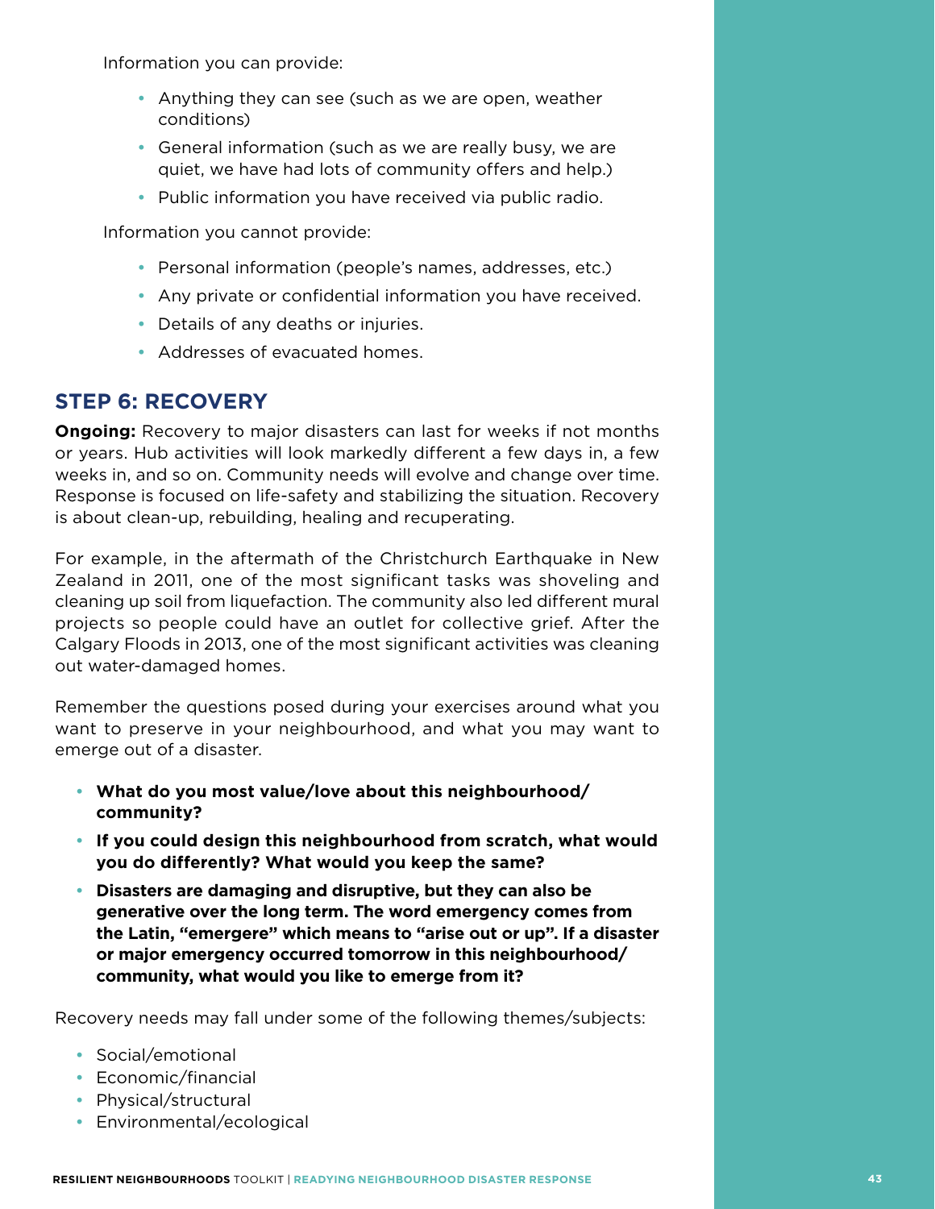Information you can provide:

- Anything they can see (such as we are open, weather conditions)
- General information (such as we are really busy, we are quiet, we have had lots of community offers and help.)
- Public information you have received via public radio.

Information you cannot provide:

- Personal information (people's names, addresses, etc.)
- Any private or confidential information you have received.
- Details of any deaths or injuries.
- Addresses of evacuated homes.

## STEP 6: RECOVERY

**Ongoing:** Recovery to major disasters can last for weeks if not months or years. Hub activities will look markedly different a few days in, a few weeks in, and so on. Community needs will evolve and change over time. Response is focused on life-safety and stabilizing the situation. Recovery is about clean-up, rebuilding, healing and recuperating.

For example, in the aftermath of the Christchurch Earthquake in New Zealand in 2011, one of the most significant tasks was shoveling and cleaning up soil from liquefaction. The community also led different mural projects so people could have an outlet for collective grief. After the Calgary Floods in 2013, one of the most significant activities was cleaning out water-damaged homes.

Remember the questions posed during your exercises around what you want to preserve in your neighbourhood, and what you may want to emerge out of a disaster.

- **What do you most value/love about this neighbourhood/ community?**
- **If you could design this neighbourhood from scratch, what would you do differently? What would you keep the same?**
- **Disasters are damaging and disruptive, but they can also be generative over the long term. The word emergency comes from the Latin, "emergere" which means to "arise out or up". If a disaster or major emergency occurred tomorrow in this neighbourhood/ community, what would you like to emerge from it?**

Recovery needs may fall under some of the following themes/subjects:

- Social/emotional
- Economic/financial
- Physical/structural
- Environmental/ecological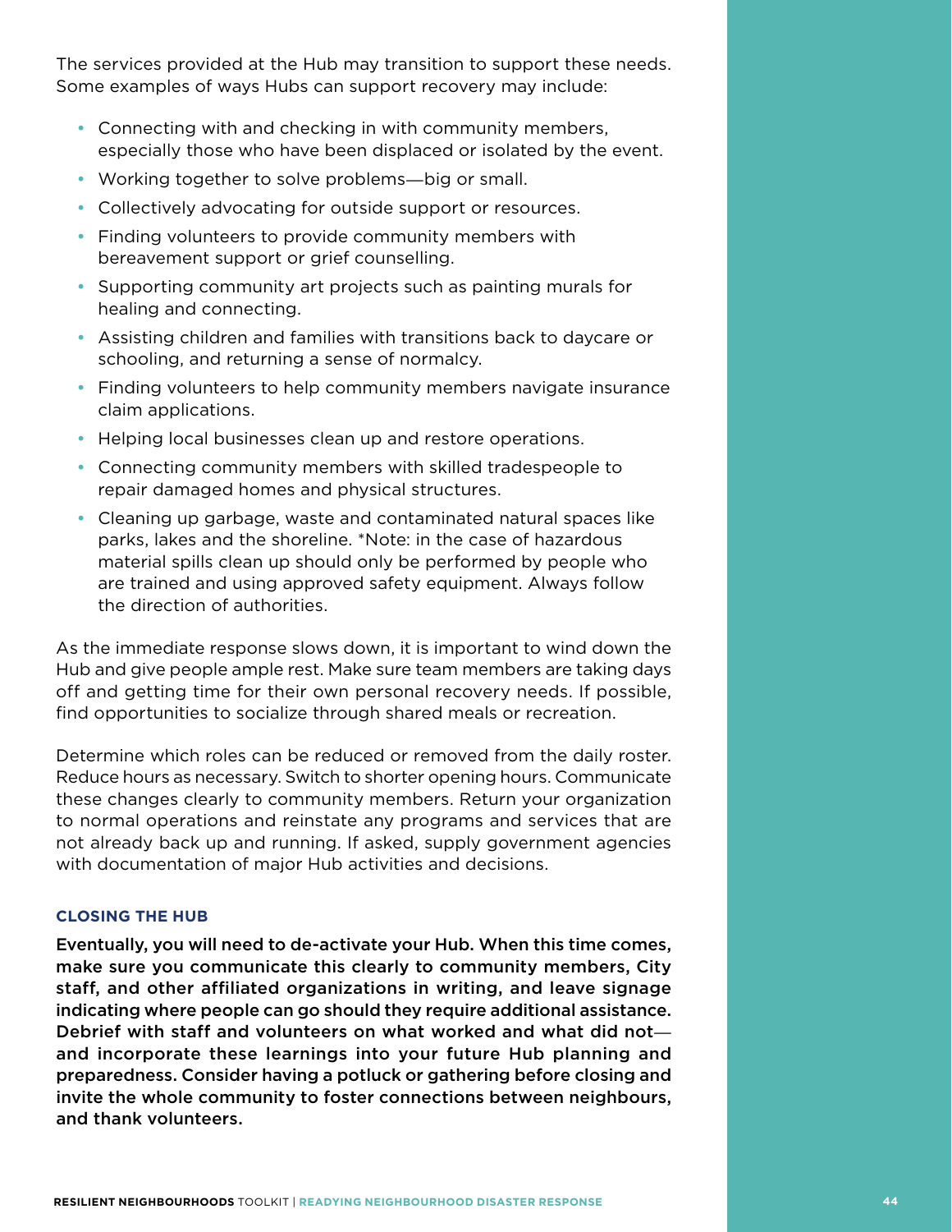The services provided at the Hub may transition to support these needs. Some examples of ways Hubs can support recovery may include:

- Connecting with and checking in with community members, especially those who have been displaced or isolated by the event.
- Working together to solve problems—big or small.
- Collectively advocating for outside support or resources.
- Finding volunteers to provide community members with bereavement support or grief counselling.
- Supporting community art projects such as painting murals for healing and connecting.
- Assisting children and families with transitions back to daycare or schooling, and returning a sense of normalcy.
- Finding volunteers to help community members navigate insurance claim applications.
- Helping local businesses clean up and restore operations.
- Connecting community members with skilled tradespeople to repair damaged homes and physical structures.
- Cleaning up garbage, waste and contaminated natural spaces like parks, lakes and the shoreline. *Note: in the case of hazardous material spills clean up should only be performed by people who are trained and using approved safety equipment. Always follow the direction of authorities.

As the immediate response slows down, it is important to wind down the Hub and give people ample rest. Make sure team members are taking days off and getting time for their own personal recovery needs. If possible, find opportunities to socialize through shared meals or recreation.

Determine which roles can be reduced or removed from the daily roster. Reduce hours as necessary. Switch to shorter opening hours. Communicate these changes clearly to community members. Return your organization to normal operations and reinstate any programs and services that are not already back up and running. If asked, supply government agencies with documentation of major Hub activities and decisions.

### CLOSING THE HUB

**Eventually, you will need to de-activate your Hub. When this time comes, make sure you communicate this clearly to community members, City staff, and other affiliated organizations in writing, and leave signage indicating where people can go should they require additional assistance. Debrief with staff and volunteers on what worked and what did not—and incorporate these learnings into your future Hub planning and preparedness. Consider having a potluck or gathering before closing and invite the whole community to foster connections between neighbours, and thank volunteers.**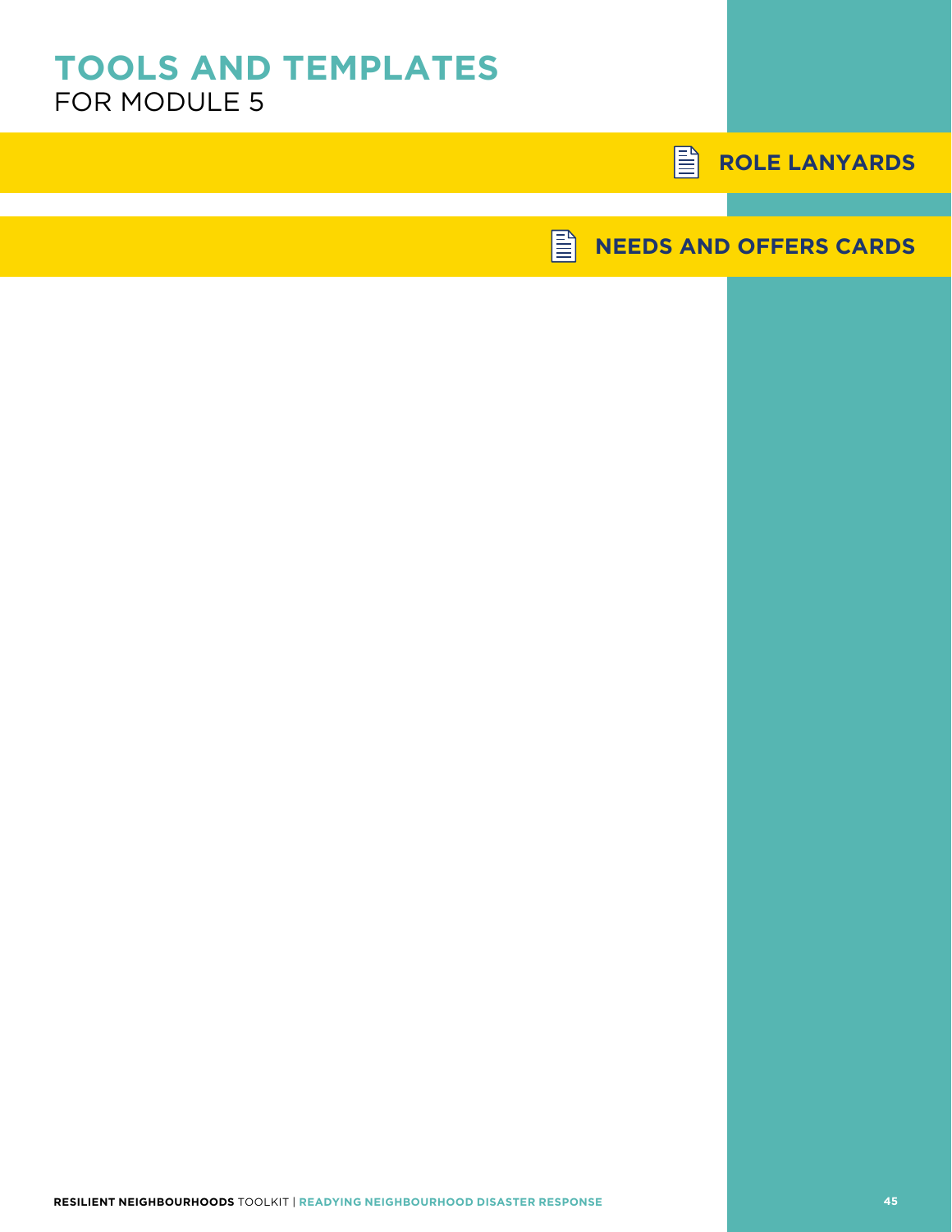# TOOLS AND TEMPLATES
FOR MODULE 5

## ROLE LANYARDS

## NEEDS AND OFFERS CARDS